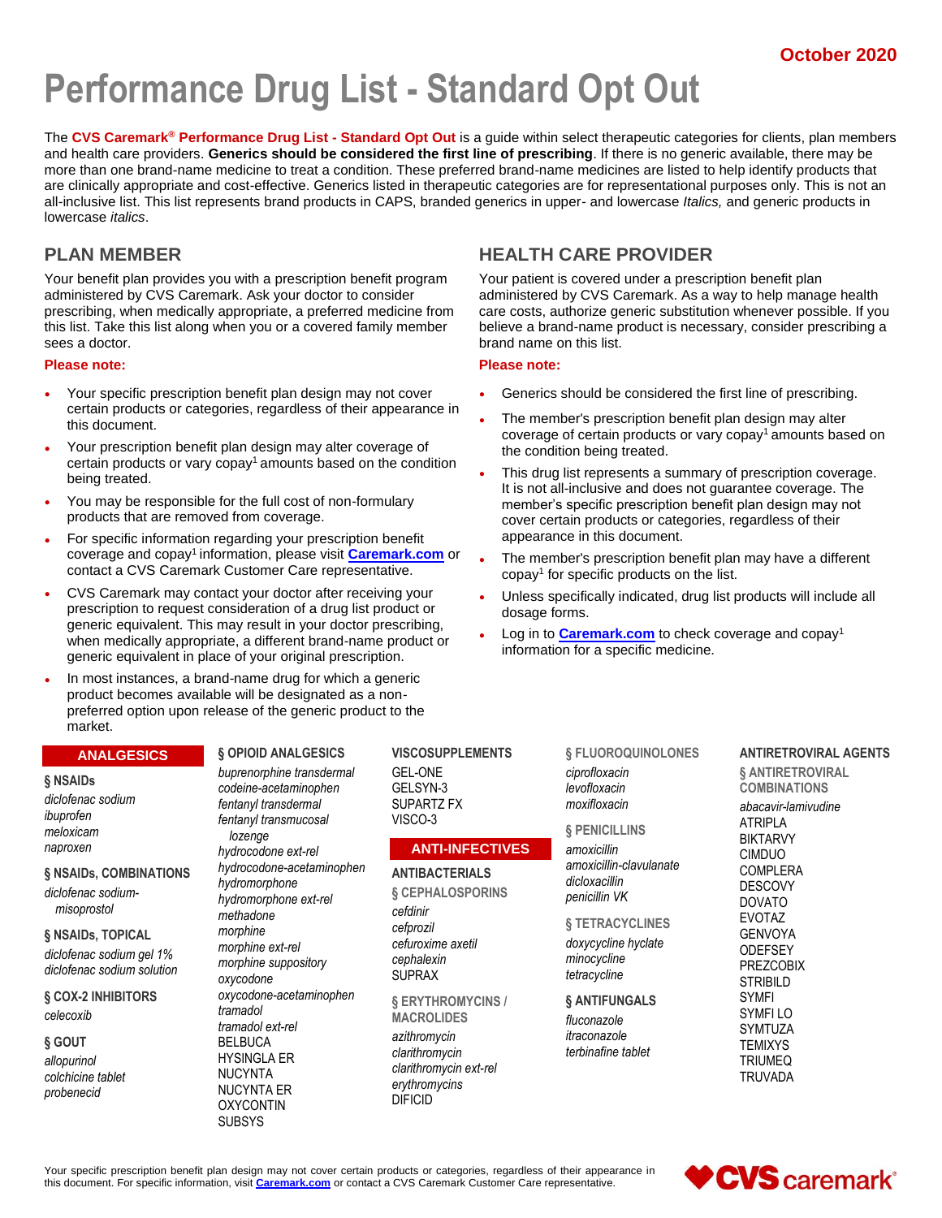October 2020

# Performance Drug List - Standard Opt Out

The **CVS Caremark® Performance Drug List - Standard Opt Out** is a guide within select therapeutic categories for clients, plan members and health care providers. **Generics should be considered the first line of prescribing**. If there is no generic available, there may be more than one brand-name medicine to treat a condition. These preferred brand-name medicines are listed to help identify products that are clinically appropriate and cost-effective. Generics listed in therapeutic categories are for representational purposes only. This is not an all-inclusive list. This list represents brand products in CAPS, branded generics in upper- and lowercase *Italics,* and generic products in lowercase *italics*.

## PLAN MEMBER

Your benefit plan provides you with a prescription benefit program administered by CVS Caremark. Ask your doctor to consider prescribing, when medically appropriate, a preferred medicine from this list. Take this list along when you or a covered family member sees a doctor.

**Please note:**

- Your specific prescription benefit plan design may not cover certain products or categories, regardless of their appearance in this document.
- Your prescription benefit plan design may alter coverage of certain products or vary copay[1] amounts based on the condition being treated.
- You may be responsible for the full cost of non-formulary products that are removed from coverage.
- For specific information regarding your prescription benefit coverage and copay[1] information, please visit **Caremark.com** or contact a CVS Caremark Customer Care representative.
- CVS Caremark may contact your doctor after receiving your prescription to request consideration of a drug list product or generic equivalent. This may result in your doctor prescribing, when medically appropriate, a different brand-name product or generic equivalent in place of your original prescription.
- In most instances, a brand-name drug for which a generic product becomes available will be designated as a non-preferred option upon release of the generic product to the market.

## HEALTH CARE PROVIDER

Your patient is covered under a prescription benefit plan administered by CVS Caremark. As a way to help manage health care costs, authorize generic substitution whenever possible. If you believe a brand-name product is necessary, consider prescribing a brand name on this list.

**Please note:**

- Generics should be considered the first line of prescribing.
- The member's prescription benefit plan design may alter coverage of certain products or vary copay[1] amounts based on the condition being treated.
- This drug list represents a summary of prescription coverage. It is not all-inclusive and does not guarantee coverage. The member's specific prescription benefit plan design may not cover certain products or categories, regardless of their appearance in this document.
- The member's prescription benefit plan may have a different copay[1] for specific products on the list.
- Unless specifically indicated, drug list products will include all dosage forms.
- Log in to **Caremark.com** to check coverage and copay[1] information for a specific medicine.

## ANALGESICS

### § NSAIDs
*diclofenac sodium*
*ibuprofen*
*meloxicam*
*naproxen*

### § NSAIDs, COMBINATIONS
*diclofenac sodium-misoprostol*

### § NSAIDs, TOPICAL
*diclofenac sodium gel 1%*
*diclofenac sodium solution*

### § COX-2 INHIBITORS
*celecoxib*

### § GOUT
*allopurinol*
*colchicine tablet*
*probenecid*

### § OPIOID ANALGESICS
*buprenorphine transdermal*
*codeine-acetaminophen*
*fentanyl transdermal*
*fentanyl transmucosal lozenge*
*hydrocodone ext-rel*
*hydrocodone-acetaminophen*
*hydromorphone*
*hydromorphone ext-rel*
*methadone*
*morphine*
*morphine ext-rel*
*morphine suppository*
*oxycodone*
*oxycodone-acetaminophen*
*tramadol*
*tramadol ext-rel*
BELBUCA
HYSINGLA ER
NUCYNTA
NUCYNTA ER
OXYCONTIN
SUBSYS

### VISCOSUPPLEMENTS
GEL-ONE
GELSYN-3
SUPARTZ FX
VISCO-3

## ANTI-INFECTIVES

### ANTIBACTERIALS

### § CEPHALOSPORINS
*cefdinir*
*cefprozil*
*cefuroxime axetil*
*cephalexin*
SUPRAX

### § ERYTHROMYCINS / MACROLIDES
*azithromycin*
*clarithromycin*
*clarithromycin ext-rel*
*erythromycins*
DIFICID

### § FLUOROQUINOLONES
*ciprofloxacin*
*levofloxacin*
*moxifloxacin*

### § PENICILLINS
*amoxicillin*
*amoxicillin-clavulanate*
*dicloxacillin*
*penicillin VK*

### § TETRACYCLINES
*doxycycline hyclate*
*minocycline*
*tetracycline*

### § ANTIFUNGALS
*fluconazole*
*itraconazole*
*terbinafine tablet*

### ANTIRETROVIRAL AGENTS

### § ANTIRETROVIRAL COMBINATIONS
*abacavir-lamivudine*
ATRIPLA
BIKTARVY
CIMDUO
COMPLERA
DESCOVY
DOVATO
EVOTAZ
GENVOYA
ODEFSEY
PREZCOBIX
STRIBILD
SYMFI
SYMFI LO
SYMTUZA
TEMIXYS
TRIUMEQ
TRUVADA

Your specific prescription benefit plan design may not cover certain products or categories, regardless of their appearance in this document. For specific information, visit **Caremark.com** or contact a CVS Caremark Customer Care representative.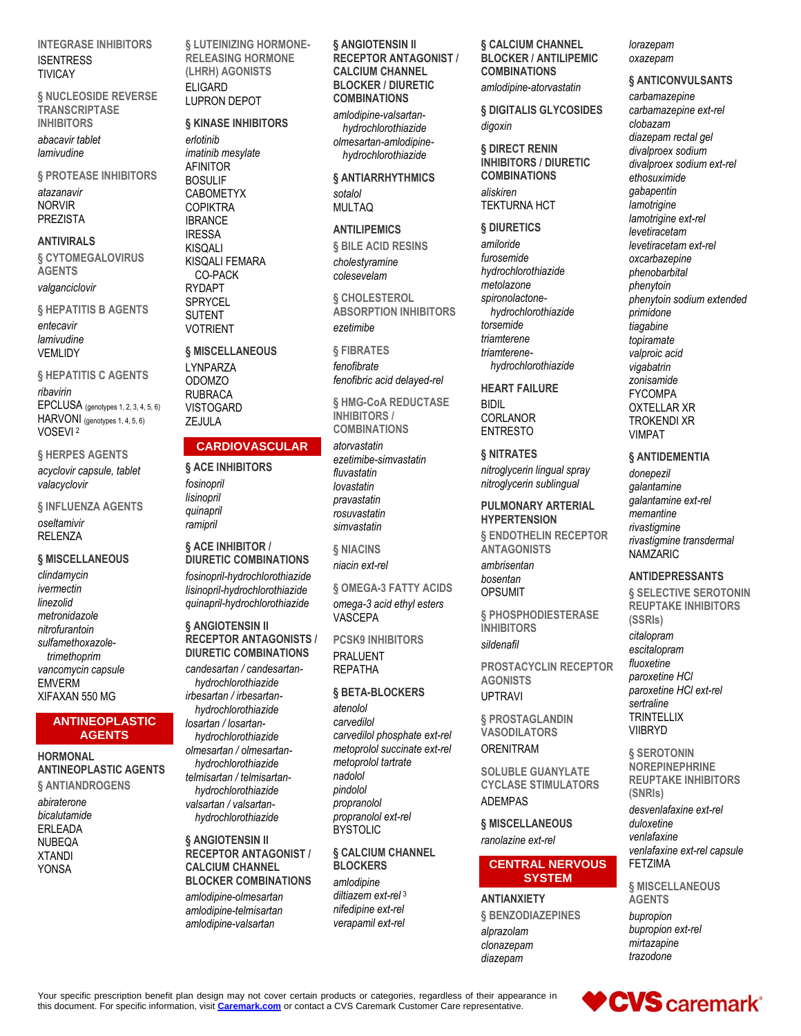#### INTEGRASE INHIBITORS

ISENTRESS
TIVICAY

#### § NUCLEOSIDE REVERSE TRANSCRIPTASE INHIBITORS

*abacavir tablet*
*lamivudine*

#### § PROTEASE INHIBITORS

*atazanavir*
NORVIR
PREZISTA

### ANTIVIRALS

#### § CYTOMEGALOVIRUS AGENTS

*valganciclovir*

#### § HEPATITIS B AGENTS

*entecavir*
*lamivudine*
VEMLIDY

#### § HEPATITIS C AGENTS

*ribavirin*
EPCLUSA (genotypes 1, 2, 3, 4, 5, 6)
HARVONI (genotypes 1, 4, 5, 6)
VOSEVI [2]

#### § HERPES AGENTS

*acyclovir capsule, tablet*
*valacyclovir*

#### § INFLUENZA AGENTS

*oseltamivir*
RELENZA

#### § MISCELLANEOUS

*clindamycin*
*ivermectin*
*linezolid*
*metronidazole*
*nitrofurantoin*
*sulfamethoxazole-trimethoprim*
*vancomycin capsule*
EMVERM
XIFAXAN 550 MG

## ANTINEOPLASTIC AGENTS

### HORMONAL ANTINEOPLASTIC AGENTS

#### § ANTIANDROGENS

*abiraterone*
*bicalutamide*
ERLEADA
NUBEQA
XTANDI
YONSA

#### § LUTEINIZING HORMONE-RELEASING HORMONE (LHRH) AGONISTS

ELIGARD
LUPRON DEPOT

#### § KINASE INHIBITORS

*erlotinib*
*imatinib mesylate*
AFINITOR
BOSULIF
CABOMETYX
COPIKTRA
IBRANCE
IRESSA
KISQALI
KISQALI FEMARA CO-PACK
RYDAPT
SPRYCEL
SUTENT
VOTRIENT

#### § MISCELLANEOUS

LYNPARZA
ODOMZO
RUBRACA
VISTOGARD
ZEJULA

## CARDIOVASCULAR

#### § ACE INHIBITORS

*fosinopril*
*lisinopril*
*quinapril*
*ramipril*

#### § ACE INHIBITOR / DIURETIC COMBINATIONS

*fosinopril-hydrochlorothiazide*
*lisinopril-hydrochlorothiazide*
*quinapril-hydrochlorothiazide*

#### § ANGIOTENSIN II RECEPTOR ANTAGONISTS / DIURETIC COMBINATIONS

*candesartan / candesartan-hydrochlorothiazide*
*irbesartan / irbesartan-hydrochlorothiazide*
*losartan / losartan-hydrochlorothiazide*
*olmesartan / olmesartan-hydrochlorothiazide*
*telmisartan / telmisartan-hydrochlorothiazide*
*valsartan / valsartan-hydrochlorothiazide*

#### § ANGIOTENSIN II RECEPTOR ANTAGONIST / CALCIUM CHANNEL BLOCKER COMBINATIONS

*amlodipine-olmesartan*
*amlodipine-telmisartan*
*amlodipine-valsartan*

#### § ANGIOTENSIN II RECEPTOR ANTAGONIST / CALCIUM CHANNEL BLOCKER / DIURETIC COMBINATIONS

*amlodipine-valsartan-hydrochlorothiazide*
*olmesartan-amlodipine-hydrochlorothiazide*

#### § ANTIARRHYTHMICS

*sotalol*
MULTAQ

### ANTILIPEMICS

#### § BILE ACID RESINS

*cholestyramine*
*colesevelam*

#### § CHOLESTEROL ABSORPTION INHIBITORS

*ezetimibe*

#### § FIBRATES

*fenofibrate*
*fenofibric acid delayed-rel*

#### § HMG-CoA REDUCTASE INHIBITORS / COMBINATIONS

*atorvastatin*
*ezetimibe-simvastatin*
*fluvastatin*
*lovastatin*
*pravastatin*
*rosuvastatin*
*simvastatin*

#### § NIACINS

*niacin ext-rel*

#### § OMEGA-3 FATTY ACIDS

*omega-3 acid ethyl esters*
VASCEPA

#### PCSK9 INHIBITORS

PRALUENT
REPATHA

#### § BETA-BLOCKERS

*atenolol*
*carvedilol*
*carvedilol phosphate ext-rel*
*metoprolol succinate ext-rel*
*metoprolol tartrate*
*nadolol*
*pindolol*
*propranolol*
*propranolol ext-rel*
BYSTOLIC

#### § CALCIUM CHANNEL BLOCKERS

*amlodipine*
*diltiazem ext-rel* [3]
*nifedipine ext-rel*
*verapamil ext-rel*

#### § CALCIUM CHANNEL BLOCKER / ANTILIPEMIC COMBINATIONS

*amlodipine-atorvastatin*

#### § DIGITALIS GLYCOSIDES

*digoxin*

#### § DIRECT RENIN INHIBITORS / DIURETIC COMBINATIONS

*aliskiren*
TEKTURNA HCT

#### § DIURETICS

*amiloride*
*furosemide*
*hydrochlorothiazide*
*metolazone*
*spironolactone-hydrochlorothiazide*
*torsemide*
*triamterene*
*triamterene-hydrochlorothiazide*

### HEART FAILURE

BIDIL
CORLANOR
ENTRESTO

#### § NITRATES

*nitroglycerin lingual spray*
*nitroglycerin sublingual*

### PULMONARY ARTERIAL HYPERTENSION

#### § ENDOTHELIN RECEPTOR ANTAGONISTS

*ambrisentan*
*bosentan*
OPSUMIT

#### § PHOSPHODIESTERASE INHIBITORS

*sildenafil*

#### PROSTACYCLIN RECEPTOR AGONISTS

UPTRAVI

#### § PROSTAGLANDIN VASODILATORS

ORENITRAM

#### SOLUBLE GUANYLATE CYCLASE STIMULATORS

ADEMPAS

#### § MISCELLANEOUS

*ranolazine ext-rel*

## CENTRAL NERVOUS SYSTEM

### ANTIANXIETY

#### § BENZODIAZEPINES

*alprazolam*
*clonazepam*
*diazepam*
*lorazepam*
*oxazepam*

#### § ANTICONVULSANTS

*carbamazepine*
*carbamazepine ext-rel*
*clobazam*
*diazepam rectal gel*
*divalproex sodium*
*divalproex sodium ext-rel*
*ethosuximide*
*gabapentin*
*lamotrigine*
*lamotrigine ext-rel*
*levetiracetam*
*levetiracetam ext-rel*
*oxcarbazepine*
*phenobarbital*
*phenytoin*
*phenytoin sodium extended*
*primidone*
*tiagabine*
*topiramate*
*valproic acid*
*vigabatrin*
*zonisamide*
FYCOMPA
OXTELLAR XR
TROKENDI XR
VIMPAT

#### § ANTIDEMENTIA

*donepezil*
*galantamine*
*galantamine ext-rel*
*memantine*
*rivastigmine*
*rivastigmine transdermal*
NAMZARIC

### ANTIDEPRESSANTS

#### § SELECTIVE SEROTONIN REUPTAKE INHIBITORS (SSRIs)

*citalopram*
*escitalopram*
*fluoxetine*
*paroxetine HCl*
*paroxetine HCl ext-rel*
*sertraline*
TRINTELLIX
VIIBRYD

#### § SEROTONIN NOREPINEPHRINE REUPTAKE INHIBITORS (SNRIs)

*desvenlafaxine ext-rel*
*duloxetine*
*venlafaxine*
*venlafaxine ext-rel capsule*
FETZIMA

#### § MISCELLANEOUS AGENTS

*bupropion*
*bupropion ext-rel*
*mirtazapine*
*trazodone*

Your specific prescription benefit plan design may not cover certain products or categories, regardless of their appearance in this document. For specific information, visit Caremark.com or contact a CVS Caremark Customer Care representative.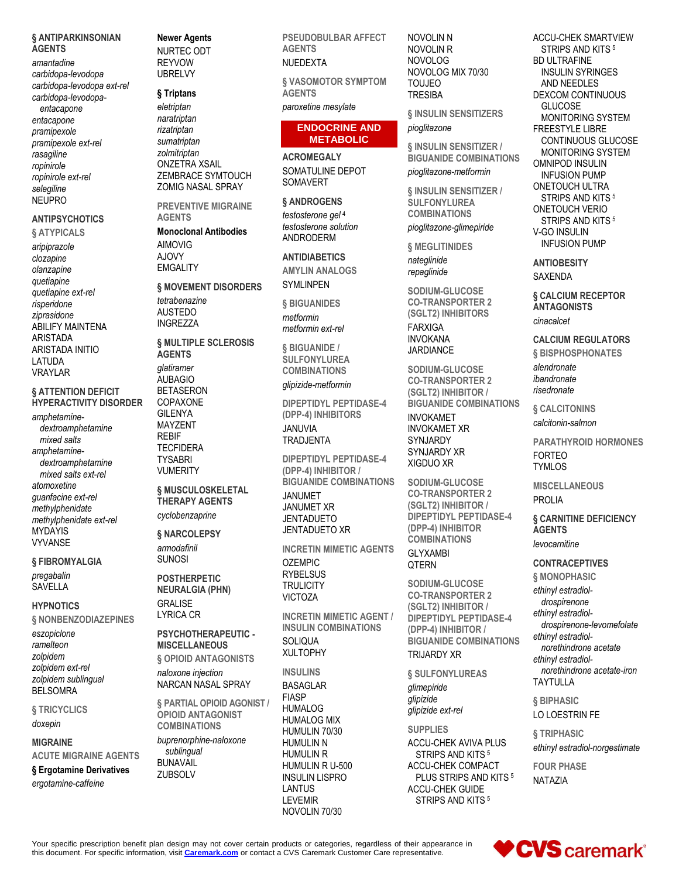## § ANTIPARKINSONIAN AGENTS

*amantadine*
*carbidopa-levodopa*
*carbidopa-levodopa ext-rel*
*carbidopa-levodopa-entacapone*
*entacapone*
*pramipexole*
*pramipexole ext-rel*
*rasagiline*
*ropinirole*
*ropinirole ext-rel*
*selegiline*
NEUPRO

**Newer Agents**

NURTEC ODT
REYVOW
UBRELVY

### § Triptans

*eletriptan*
*naratriptan*
*rizatriptan*
*sumatriptan*
*zolmitriptan*
ONZETRA XSAIL
ZEMBRACE SYMTOUCH
ZOMIG NASAL SPRAY

## ANTIPSYCHOTICS

### § ATYPICALS

*aripiprazole*
*clozapine*
*olanzapine*
*quetiapine*
*quetiapine ext-rel*
*risperidone*
*ziprasidone*
ABILIFY MAINTENA
ARISTADA
ARISTADA INITIO
LATUDA
VRAYLAR

## § ATTENTION DEFICIT HYPERACTIVITY DISORDER

*amphetamine-dextroamphetamine mixed salts*
*amphetamine-dextroamphetamine mixed salts ext-rel*
*atomoxetine*
*guanfacine ext-rel*
*methylphenidate*
*methylphenidate ext-rel*
MYDAYIS
VYVANSE

## § FIBROMYALGIA

*pregabalin*
SAVELLA

## HYPNOTICS

### § NONBENZODIAZEPINES

*eszopiclone*
*ramelteon*
*zolpidem*
*zolpidem ext-rel*
*zolpidem sublingual*
BELSOMRA

### § TRICYCLICS

*doxepin*

## MIGRAINE

### ACUTE MIGRAINE AGENTS

**§ Ergotamine Derivatives**

*ergotamine-caffeine*

### PREVENTIVE MIGRAINE AGENTS

**Monoclonal Antibodies**

AIMOVIG
AJOVY
EMGALITY

## § MOVEMENT DISORDERS

*tetrabenazine*
AUSTEDO
INGREZZA

## § MULTIPLE SCLEROSIS AGENTS

*glatiramer*
AUBAGIO
BETASERON
COPAXONE
GILENYA
MAYZENT
REBIF
TECFIDERA
TYSABRI
VUMERITY

## § MUSCULOSKELETAL THERAPY AGENTS

*cyclobenzaprine*

## § NARCOLEPSY

*armodafinil*
SUNOSI

## POSTHERPETIC NEURALGIA (PHN)

GRALISE
LYRICA CR

## PSYCHOTHERAPEUTIC - MISCELLANEOUS

### § OPIOID ANTAGONISTS

*naloxone injection*
NARCAN NASAL SPRAY

### § PARTIAL OPIOID AGONIST / OPIOID ANTAGONIST COMBINATIONS

*buprenorphine-naloxone sublingual*
BUNAVAIL
ZUBSOLV

### PSEUDOBULBAR AFFECT AGENTS

NUEDEXTA

### § VASOMOTOR SYMPTOM AGENTS

*paroxetine mesylate*

# ENDOCRINE AND METABOLIC

## ACROMEGALY

SOMATULINE DEPOT
SOMAVERT

## § ANDROGENS

*testosterone gel* [4]
*testosterone solution*
ANDRODERM

## ANTIDIABETICS

### AMYLIN ANALOGS

SYMLINPEN

### § BIGUANIDES

*metformin*
*metformin ext-rel*

### § BIGUANIDE / SULFONYLUREA COMBINATIONS

*glipizide-metformin*

### DIPEPTIDYL PEPTIDASE-4 (DPP-4) INHIBITORS

JANUVIA
TRADJENTA

### DIPEPTIDYL PEPTIDASE-4 (DPP-4) INHIBITOR / BIGUANIDE COMBINATIONS

JANUMET
JANUMET XR
JENTADUETO
JENTADUETO XR

### INCRETIN MIMETIC AGENTS

OZEMPIC
RYBELSUS
TRULICITY
VICTOZA

### INCRETIN MIMETIC AGENT / INSULIN COMBINATIONS

SOLIQUA
XULTOPHY

### INSULINS

BASAGLAR
FIASP
HUMALOG
HUMALOG MIX
HUMULIN 70/30
HUMULIN N
HUMULIN R
HUMULIN R U-500
INSULIN LISPRO
LANTUS
LEVEMIR
NOVOLIN 70/30
NOVOLIN N
NOVOLIN R
NOVOLOG
NOVOLOG MIX 70/30
TOUJEO
TRESIBA

### § INSULIN SENSITIZERS

*pioglitazone*

### § INSULIN SENSITIZER / BIGUANIDE COMBINATIONS

*pioglitazone-metformin*

### § INSULIN SENSITIZER / SULFONYLUREA COMBINATIONS

*pioglitazone-glimepiride*

### § MEGLITINIDES

*nateglinide*
*repaglinide*

### SODIUM-GLUCOSE CO-TRANSPORTER 2 (SGLT2) INHIBITORS

FARXIGA
INVOKANA
JARDIANCE

### SODIUM-GLUCOSE CO-TRANSPORTER 2 (SGLT2) INHIBITOR / BIGUANIDE COMBINATIONS

INVOKAMET
INVOKAMET XR
SYNJARDY
SYNJARDY XR
XIGDUO XR

### SODIUM-GLUCOSE CO-TRANSPORTER 2 (SGLT2) INHIBITOR / DIPEPTIDYL PEPTIDASE-4 (DPP-4) INHIBITOR COMBINATIONS

GLYXAMBI
QTERN

### SODIUM-GLUCOSE CO-TRANSPORTER 2 (SGLT2) INHIBITOR / DIPEPTIDYL PEPTIDASE-4 (DPP-4) INHIBITOR / BIGUANIDE COMBINATIONS

TRIJARDY XR

### § SULFONYLUREAS

*glimepiride*
*glipizide*
*glipizide ext-rel*

### SUPPLIES

ACCU-CHEK AVIVA PLUS STRIPS AND KITS [5]
ACCU-CHEK COMPACT PLUS STRIPS AND KITS [5]
ACCU-CHEK GUIDE STRIPS AND KITS [5]
ACCU-CHEK SMARTVIEW STRIPS AND KITS [5]
BD ULTRAFINE INSULIN SYRINGES AND NEEDLES
DEXCOM CONTINUOUS GLUCOSE MONITORING SYSTEM
FREESTYLE LIBRE CONTINUOUS GLUCOSE MONITORING SYSTEM
OMNIPOD INSULIN INFUSION PUMP
ONETOUCH ULTRA STRIPS AND KITS [5]
ONETOUCH VERIO STRIPS AND KITS [5]
V-GO INSULIN INFUSION PUMP

## ANTIOBESITY

SAXENDA

## § CALCIUM RECEPTOR ANTAGONISTS

*cinacalcet*

## CALCIUM REGULATORS

### § BISPHOSPHONATES

*alendronate*
*ibandronate*
*risedronate*

### § CALCITONINS

*calcitonin-salmon*

### PARATHYROID HORMONES

FORTEO
TYMLOS

### MISCELLANEOUS

PROLIA

## § CARNITINE DEFICIENCY AGENTS

*levocarnitine*

## CONTRACEPTIVES

### § MONOPHASIC

*ethinyl estradiol-drospirenone*
*ethinyl estradiol-drospirenone-levomefolate*
*ethinyl estradiol-norethindrone acetate*
*ethinyl estradiol-norethindrone acetate-iron*
TAYTULLA

### § BIPHASIC

LO LOESTRIN FE

### § TRIPHASIC

*ethinyl estradiol-norgestimate*

### FOUR PHASE

NATAZIA

Your specific prescription benefit plan design may not cover certain products or categories, regardless of their appearance in this document. For specific information, visit [Caremark.com](https://www.caremark.com) or contact a CVS Caremark Customer Care representative.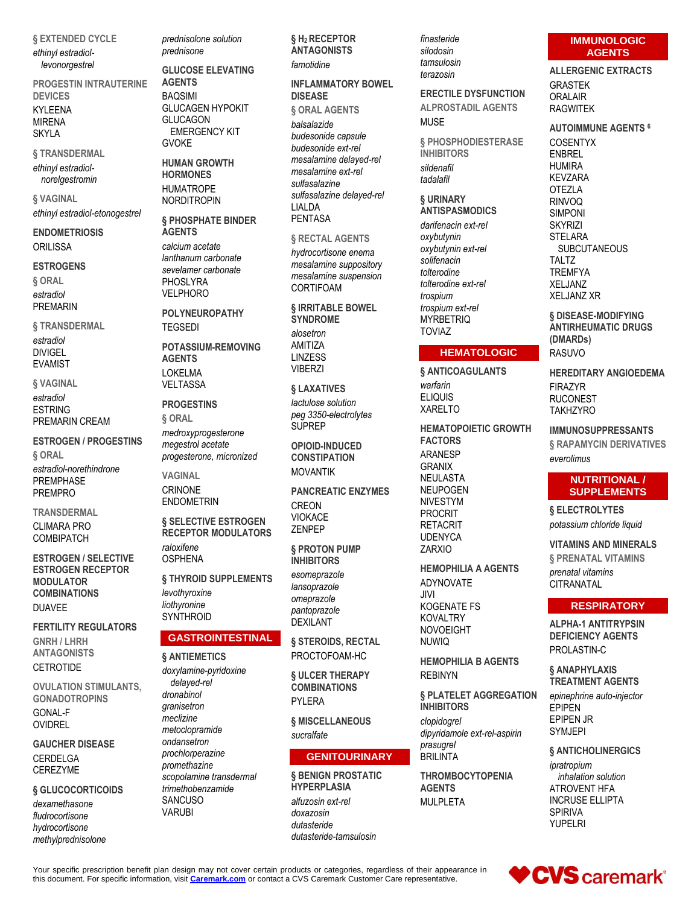### § EXTENDED CYCLE

*ethinyl estradiol-levonorgestrel*

### PROGESTIN INTRAUTERINE DEVICES

KYLEENA
MIRENA
SKYLA

### § TRANSDERMAL

*ethinyl estradiol-norelgestromin*

### § VAGINAL

*ethinyl estradiol-etonogestrel*

## ENDOMETRIOSIS

ORILISSA

## ESTROGENS

### § ORAL

*estradiol*
PREMARIN

### § TRANSDERMAL

*estradiol*
DIVIGEL
EVAMIST

### § VAGINAL

*estradiol*
ESTRING
PREMARIN CREAM

## ESTROGEN / PROGESTINS

### § ORAL

*estradiol-norethindrone*
PREMPHASE
PREMPRO

### TRANSDERMAL

CLIMARA PRO
COMBIPATCH

## ESTROGEN / SELECTIVE ESTROGEN RECEPTOR MODULATOR COMBINATIONS

DUAVEE

## FERTILITY REGULATORS

### GNRH / LHRH ANTAGONISTS

CETROTIDE

### OVULATION STIMULANTS, GONADOTROPINS

GONAL-F
OVIDREL

## GAUCHER DISEASE

CERDELGA
CEREZYME

## § GLUCOCORTICOIDS

*dexamethasone*
*fludrocortisone*
*hydrocortisone*
*methylprednisolone*
*prednisolone solution*
*prednisone*

## GLUCOSE ELEVATING AGENTS

BAQSIMI
GLUCAGEN HYPOKIT
GLUCAGON EMERGENCY KIT
GVOKE

## HUMAN GROWTH HORMONES

HUMATROPE
NORDITROPIN

## § PHOSPHATE BINDER AGENTS

*calcium acetate*
*lanthanum carbonate*
*sevelamer carbonate*
PHOSLYRA
VELPHORO

## POLYNEUROPATHY

TEGSEDI

## POTASSIUM-REMOVING AGENTS

LOKELMA
VELTASSA

## PROGESTINS

### § ORAL

*medroxyprogesterone*
*megestrol acetate*
*progesterone, micronized*

### VAGINAL

CRINONE
ENDOMETRIN

## § SELECTIVE ESTROGEN RECEPTOR MODULATORS

*raloxifene*
OSPHENA

## § THYROID SUPPLEMENTS

*levothyroxine*
*liothyronine*
SYNTHROID

# GASTROINTESTINAL

## § ANTIEMETICS

*doxylamine-pyridoxine delayed-rel*
*dronabinol*
*granisetron*
*meclizine*
*metoclopramide*
*ondansetron*
*prochlorperazine*
*promethazine*
*scopolamine transdermal*
*trimethobenzamide*
SANCUSO
VARUBI

## § $H_2$ RECEPTOR ANTAGONISTS

*famotidine*

## INFLAMMATORY BOWEL DISEASE

### § ORAL AGENTS

*balsalazide*
*budesonide capsule*
*budesonide ext-rel*
*mesalamine delayed-rel*
*mesalamine ext-rel*
*sulfasalazine*
*sulfasalazine delayed-rel*
LIALDA
PENTASA

### § RECTAL AGENTS

*hydrocortisone enema*
*mesalamine suppository*
*mesalamine suspension*
CORTIFOAM

## § IRRITABLE BOWEL SYNDROME

*alosetron*
AMITIZA
LINZESS
VIBERZI

## § LAXATIVES

*lactulose solution*
*peg 3350-electrolytes*
SUPREP

## OPIOID-INDUCED CONSTIPATION

MOVANTIK

## PANCREATIC ENZYMES

CREON
VIOKACE
ZENPEP

## § PROTON PUMP INHIBITORS

*esomeprazole*
*lansoprazole*
*omeprazole*
*pantoprazole*
DEXILANT

## § STEROIDS, RECTAL

PROCTOFOAM-HC

## § ULCER THERAPY COMBINATIONS

PYLERA

## § MISCELLANEOUS

*sucralfate*

# GENITOURINARY

## § BENIGN PROSTATIC HYPERPLASIA

*alfuzosin ext-rel*
*doxazosin*
*dutasteride*
*dutasteride-tamsulosin*
*finasteride*
*silodosin*
*tamsulosin*
*terazosin*

## ERECTILE DYSFUNCTION

### ALPROSTADIL AGENTS

MUSE

### § PHOSPHODIESTERASE INHIBITORS

*sildenafil*
*tadalafil*

## § URINARY ANTISPASMODICS

*darifenacin ext-rel*
*oxybutynin*
*oxybutynin ext-rel*
*solifenacin*
*tolterodine*
*tolterodine ext-rel*
*trospium*
*trospium ext-rel*
MYRBETRIQ
TOVIAZ

# HEMATOLOGIC

## § ANTICOAGULANTS

*warfarin*
ELIQUIS
XARELTO

## HEMATOPOIETIC GROWTH FACTORS

ARANESP
GRANIX
NEULASTA
NEUPOGEN
NIVESTYM
PROCRIT
RETACRIT
UDENYCA
ZARXIO

## HEMOPHILIA A AGENTS

ADYNOVATE
JIVI
KOGENATE FS
KOVALTRY
NOVOEIGHT
NUWIQ

## HEMOPHILIA B AGENTS

REBINYN

## § PLATELET AGGREGATION INHIBITORS

*clopidogrel*
*dipyridamole ext-rel-aspirin*
*prasugrel*
BRILINTA

## THROMBOCYTOPENIA AGENTS

MULPLETA

# IMMUNOLOGIC AGENTS

## ALLERGENIC EXTRACTS

GRASTEK
ORALAIR
RAGWITEK

## AUTOIMMUNE AGENTS [6]

COSENTYX
ENBREL
HUMIRA
KEVZARA
OTEZLA
RINVOQ
SIMPONI
SKYRIZI
STELARA SUBCUTANEOUS
TALTZ
TREMFYA
XELJANZ
XELJANZ XR

## § DISEASE-MODIFYING ANTIRHEUMATIC DRUGS (DMARDs)

RASUVO

## HEREDITARY ANGIOEDEMA

FIRAZYR
RUCONEST
TAKHZYRO

## IMMUNOSUPPRESSANTS

### § RAPAMYCIN DERIVATIVES

*everolimus*

# NUTRITIONAL / SUPPLEMENTS

## § ELECTROLYTES

*potassium chloride liquid*

## VITAMINS AND MINERALS

### § PRENATAL VITAMINS

*prenatal vitamins*
CITRANATAL

# RESPIRATORY

## ALPHA-1 ANTITRYPSIN DEFICIENCY AGENTS

PROLASTIN-C

## § ANAPHYLAXIS TREATMENT AGENTS

*epinephrine auto-injector*
EPIPEN
EPIPEN JR
SYMJEPI

## § ANTICHOLINERGICS

*ipratropium inhalation solution*
ATROVENT HFA
INCRUSE ELLIPTA
SPIRIVA
YUPELRI

Your specific prescription benefit plan design may not cover certain products or categories, regardless of their appearance in this document. For specific information, visit **Caremark.com** or contact a CVS Caremark Customer Care representative.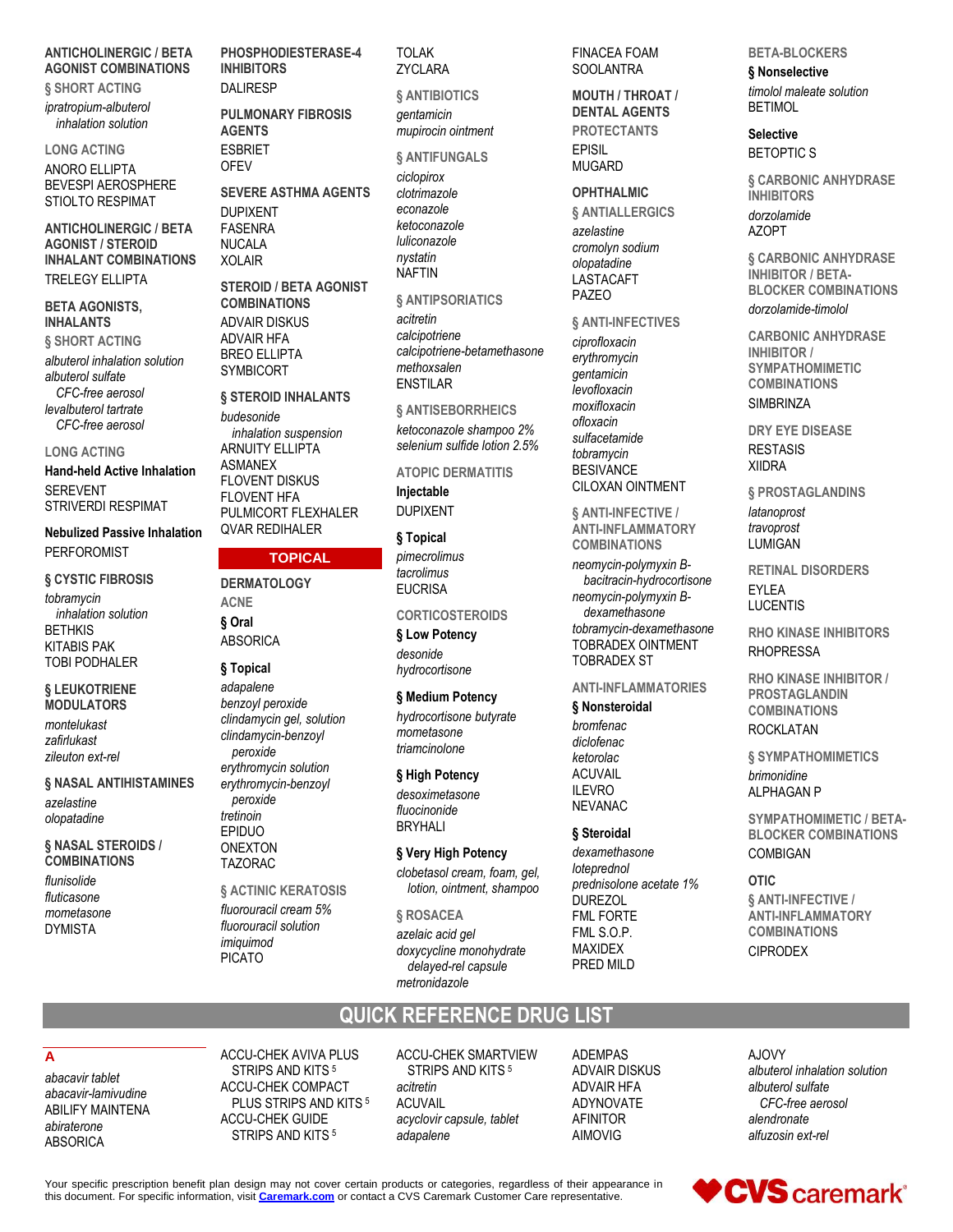**ANTICHOLINERGIC / BETA AGONIST COMBINATIONS**

§ SHORT ACTING

*ipratropium-albuterol inhalation solution*

LONG ACTING

ANORO ELLIPTA
BEVESPI AEROSPHERE
STIOLTO RESPIMAT

**ANTICHOLINERGIC / BETA AGONIST / STEROID INHALANT COMBINATIONS**

TRELEGY ELLIPTA

**BETA AGONISTS, INHALANTS**

§ SHORT ACTING

*albuterol inhalation solution*
*albuterol sulfate CFC-free aerosol*
*levalbuterol tartrate CFC-free aerosol*

LONG ACTING

**Hand-held Active Inhalation**

SEREVENT
STRIVERDI RESPIMAT

**Nebulized Passive Inhalation**

PERFOROMIST

**§ CYSTIC FIBROSIS**

*tobramycin inhalation solution*
BETHKIS
KITABIS PAK
TOBI PODHALER

**§ LEUKOTRIENE MODULATORS**

*montelukast*
*zafirlukast*
*zileuton ext-rel*

**§ NASAL ANTIHISTAMINES**

*azelastine*
*olopatadine*

**§ NASAL STEROIDS / COMBINATIONS**

*flunisolide*
*fluticasone*
*mometasone*
DYMISTA

**PHOSPHODIESTERASE-4 INHIBITORS**

DALIRESP

**PULMONARY FIBROSIS AGENTS**

ESBRIET
OFEV

**SEVERE ASTHMA AGENTS**

DUPIXENT
FASENRA
NUCALA
XOLAIR

**STEROID / BETA AGONIST COMBINATIONS**

ADVAIR DISKUS
ADVAIR HFA
BREO ELLIPTA
SYMBICORT

**§ STEROID INHALANTS**

*budesonide inhalation suspension*
ARNUITY ELLIPTA
ASMANEX
FLOVENT DISKUS
FLOVENT HFA
PULMICORT FLEXHALER
QVAR REDIHALER

## TOPICAL

**DERMATOLOGY**

ACNE

**§ Oral**

ABSORICA

**§ Topical**

*adapalene*
*benzoyl peroxide*
*clindamycin gel, solution*
*clindamycin-benzoyl peroxide*
*erythromycin solution*
*erythromycin-benzoyl peroxide*
*tretinoin*
EPIDUO
ONEXTON
TAZORAC

§ ACTINIC KERATOSIS

*fluorouracil cream 5%*
*fluorouracil solution*
*imiquimod*
PICATO

TOLAK
ZYCLARA

§ ANTIBIOTICS

*gentamicin*
*mupirocin ointment*

§ ANTIFUNGALS

*ciclopirox*
*clotrimazole*
*econazole*
*ketoconazole*
*luliconazole*
*nystatin*
NAFTIN

§ ANTIPSORIATICS

*acitretin*
*calcipotriene*
*calcipotriene-betamethasone*
*methoxsalen*
ENSTILAR

§ ANTISEBORRHEICS

*ketoconazole shampoo 2%*
*selenium sulfide lotion 2.5%*

ATOPIC DERMATITIS

**Injectable**

DUPIXENT

**§ Topical**

*pimecrolimus*
*tacrolimus*
EUCRISA

CORTICOSTEROIDS

**§ Low Potency**

*desonide*
*hydrocortisone*

**§ Medium Potency**

*hydrocortisone butyrate*
*mometasone*
*triamcinolone*

**§ High Potency**

*desoximetasone*
*fluocinonide*
BRYHALI

**§ Very High Potency**

*clobetasol cream, foam, gel, lotion, ointment, shampoo*

§ ROSACEA

*azelaic acid gel*
*doxycycline monohydrate delayed-rel capsule*
*metronidazole*

FINACEA FOAM
SOOLANTRA

**MOUTH / THROAT / DENTAL AGENTS**

PROTECTANTS

EPISIL
MUGARD

**OPHTHALMIC**

§ ANTIALLERGICS

*azelastine*
*cromolyn sodium*
*olopatadine*
LASTACAFT
PAZEO

§ ANTI-INFECTIVES

*ciprofloxacin*
*erythromycin*
*gentamicin*
*levofloxacin*
*moxifloxacin*
*ofloxacin*
*sulfacetamide*
*tobramycin*
BESIVANCE
CILOXAN OINTMENT

§ ANTI-INFECTIVE / ANTI-INFLAMMATORY COMBINATIONS

*neomycin-polymyxin B-bacitracin-hydrocortisone*
*neomycin-polymyxin B-dexamethasone*
*tobramycin-dexamethasone*
TOBRADEX OINTMENT
TOBRADEX ST

ANTI-INFLAMMATORIES

**§ Nonsteroidal**

*bromfenac*
*diclofenac*
*ketorolac*
ACUVAIL
ILEVRO
NEVANAC

**§ Steroidal**

*dexamethasone*
*loteprednol*
*prednisolone acetate 1%*
DUREZOL
FML FORTE
FML S.O.P.
MAXIDEX
PRED MILD

BETA-BLOCKERS

**§ Nonselective**

*timolol maleate solution*
BETIMOL

**Selective**

BETOPTIC S

§ CARBONIC ANHYDRASE INHIBITORS

*dorzolamide*
AZOPT

§ CARBONIC ANHYDRASE INHIBITOR / BETA-BLOCKER COMBINATIONS

*dorzolamide-timolol*

CARBONIC ANHYDRASE INHIBITOR / SYMPATHOMIMETIC COMBINATIONS

SIMBRINZA

DRY EYE DISEASE

RESTASIS
XIIDRA

§ PROSTAGLANDINS

*latanoprost*
*travoprost*
LUMIGAN

RETINAL DISORDERS

EYLEA
LUCENTIS

RHO KINASE INHIBITORS

RHOPRESSA

RHO KINASE INHIBITOR / PROSTAGLANDIN COMBINATIONS

ROCKLATAN

§ SYMPATHOMIMETICS

*brimonidine*
ALPHAGAN P

SYMPATHOMIMETIC / BETA-BLOCKER COMBINATIONS

COMBIGAN

**OTIC**

§ ANTI-INFECTIVE / ANTI-INFLAMMATORY COMBINATIONS

CIPRODEX

# QUICK REFERENCE DRUG LIST

## A

*abacavir tablet*
*abacavir-lamivudine*
ABILIFY MAINTENA
*abiraterone*
ABSORICA
ACCU-CHEK AVIVA PLUS STRIPS AND KITS [5]
ACCU-CHEK COMPACT PLUS STRIPS AND KITS [5]
ACCU-CHEK GUIDE STRIPS AND KITS [5]
ACCU-CHEK SMARTVIEW STRIPS AND KITS [5]
*acitretin*
ACUVAIL
*acyclovir capsule, tablet*
*adapalene*
ADEMPAS
ADVAIR DISKUS
ADVAIR HFA
ADYNOVATE
AFINITOR
AIMOVIG
AJOVY
*albuterol inhalation solution*
*albuterol sulfate CFC-free aerosol*
*alendronate*
*alfuzosin ext-rel*

Your specific prescription benefit plan design may not cover certain products or categories, regardless of their appearance in this document. For specific information, visit Caremark.com or contact a CVS Caremark Customer Care representative.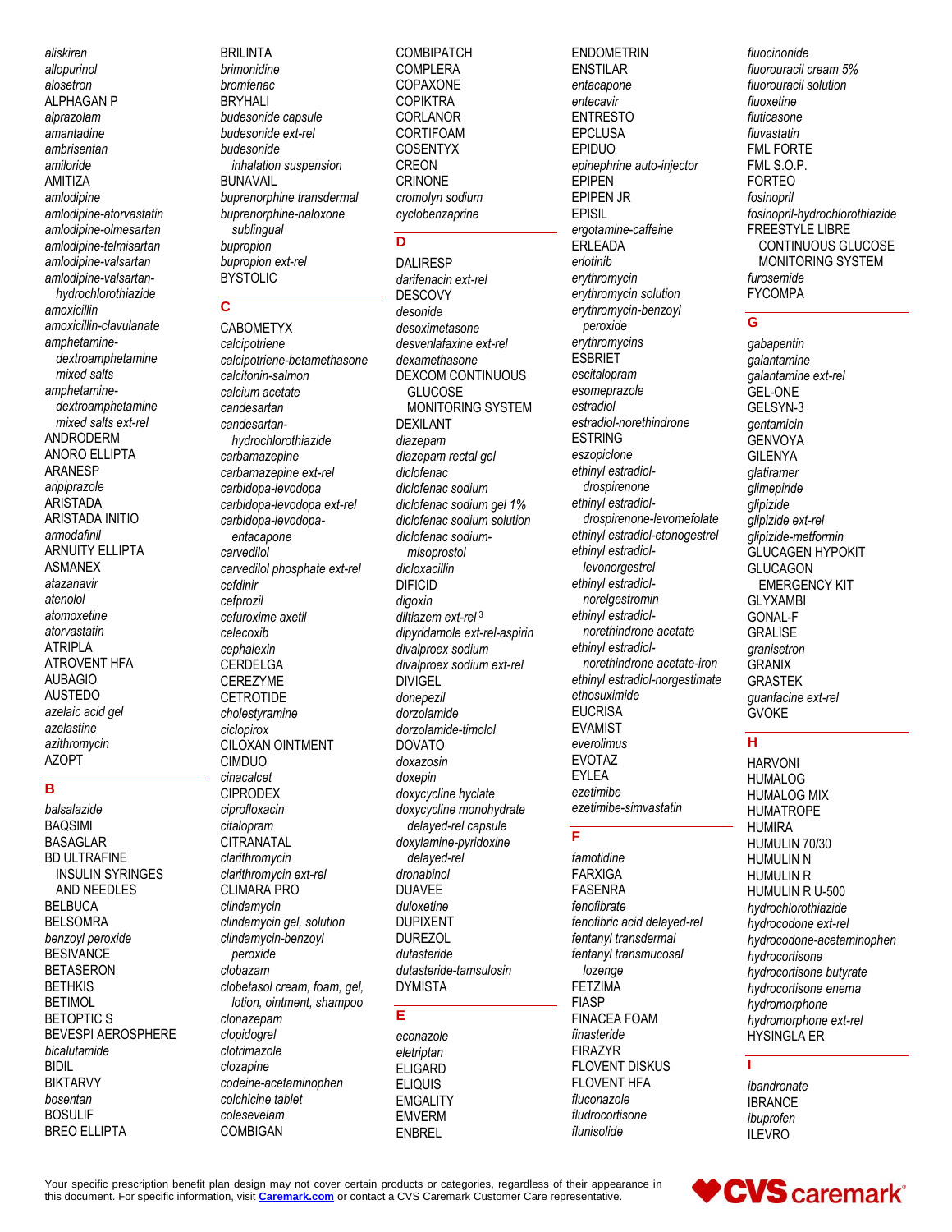*aliskiren*
*allopurinol*
*alosetron*
ALPHAGAN P
*alprazolam*
*amantadine*
*ambrisentan*
*amiloride*
AMITIZA
*amlodipine*
*amlodipine-atorvastatin*
*amlodipine-olmesartan*
*amlodipine-telmisartan*
*amlodipine-valsartan*
*amlodipine-valsartan-hydrochlorothiazide*
*amoxicillin*
*amoxicillin-clavulanate*
*amphetamine-dextroamphetamine mixed salts*
*amphetamine-dextroamphetamine mixed salts ext-rel*
ANDRODERM
ANORO ELLIPTA
ARANESP
*aripiprazole*
ARISTADA
ARISTADA INITIO
*armodafinil*
ARNUITY ELLIPTA
ASMANEX
*atazanavir*
*atenolol*
*atomoxetine*
*atorvastatin*
ATRIPLA
ATROVENT HFA
AUBAGIO
AUSTEDO
*azelaic acid gel*
*azelastine*
*azithromycin*
AZOPT

## B

*balsalazide*
BAQSIMI
BASAGLAR
BD ULTRAFINE INSULIN SYRINGES AND NEEDLES
BELBUCA
BELSOMRA
*benzoyl peroxide*
BESIVANCE
BETASERON
BETHKIS
BETIMOL
BETOPTIC S
BEVESPI AEROSPHERE
*bicalutamide*
BIDIL
BIKTARVY
*bosentan*
BOSULIF
BREO ELLIPTA
BRILINTA
*brimonidine*
*bromfenac*
BRYHALI
*budesonide capsule*
*budesonide ext-rel*
*budesonide inhalation suspension*
BUNAVAIL
*buprenorphine transdermal*
*buprenorphine-naloxone sublingual*
*bupropion*
*bupropion ext-rel*
BYSTOLIC

## C

CABOMETYX
*calcipotriene*
*calcipotriene-betamethasone*
*calcitonin-salmon*
*calcium acetate*
*candesartan*
*candesartan-hydrochlorothiazide*
*carbamazepine*
*carbamazepine ext-rel*
*carbidopa-levodopa*
*carbidopa-levodopa ext-rel*
*carbidopa-levodopa-entacapone*
*carvedilol*
*carvedilol phosphate ext-rel*
*cefdinir*
*cefprozil*
*cefuroxime axetil*
*celecoxib*
*cephalexin*
CERDELGA
CEREZYME
CETROTIDE
*cholestyramine*
*ciclopirox*
CILOXAN OINTMENT
CIMDUO
*cinacalcet*
CIPRODEX
*ciprofloxacin*
*citalopram*
CITRANATAL
*clarithromycin*
*clarithromycin ext-rel*
CLIMARA PRO
*clindamycin*
*clindamycin gel, solution*
*clindamycin-benzoyl peroxide*
*clobazam*
*clobetasol cream, foam, gel, lotion, ointment, shampoo*
*clonazepam*
*clopidogrel*
*clotrimazole*
*clozapine*
*codeine-acetaminophen*
*colchicine tablet*
*colesevelam*
COMBIGAN
COMBIPATCH
COMPLERA
COPAXONE
COPIKTRA
CORLANOR
CORTIFOAM
COSENTYX
CREON
CRINONE
*cromolyn sodium*
*cyclobenzaprine*

## D

DALIRESP
*darifenacin ext-rel*
DESCOVY
*desonide*
*desoximetasone*
*desvenlafaxine ext-rel*
*dexamethasone*
DEXCOM CONTINUOUS GLUCOSE MONITORING SYSTEM
DEXILANT
*diazepam*
*diazepam rectal gel*
*diclofenac*
*diclofenac sodium*
*diclofenac sodium gel 1%*
*diclofenac sodium solution*
*diclofenac sodium-misoprostol*
*dicloxacillin*
DIFICID
*digoxin*
*diltiazem ext-rel* [3]
*dipyridamole ext-rel-aspirin*
*divalproex sodium*
*divalproex sodium ext-rel*
DIVIGEL
*donepezil*
*dorzolamide*
*dorzolamide-timolol*
DOVATO
*doxazosin*
*doxepin*
*doxycycline hyclate*
*doxycycline monohydrate delayed-rel capsule*
*doxylamine-pyridoxine delayed-rel*
*dronabinol*
DUAVEE
*duloxetine*
DUPIXENT
DUREZOL
*dutasteride*
*dutasteride-tamsulosin*
DYMISTA

## E

*econazole*
*eletriptan*
ELIGARD
ELIQUIS
EMGALITY
EMVERM
ENBREL
ENDOMETRIN
ENSTILAR
*entacapone*
*entecavir*
ENTRESTO
EPCLUSA
EPIDUO
*epinephrine auto-injector*
EPIPEN
EPIPEN JR
EPISIL
*ergotamine-caffeine*
ERLEADA
*erlotinib*
*erythromycin*
*erythromycin solution*
*erythromycin-benzoyl peroxide*
*erythromycins*
ESBRIET
*escitalopram*
*esomeprazole*
*estradiol*
*estradiol-norethindrone*
ESTRING
*eszopiclone*
*ethinyl estradiol-drospirenone*
*ethinyl estradiol-drospirenone-levomefolate*
*ethinyl estradiol-etonogestrel*
*ethinyl estradiol-levonorgestrel*
*ethinyl estradiol-norelgestromin*
*ethinyl estradiol-norethindrone acetate*
*ethinyl estradiol-norethindrone acetate-iron*
*ethinyl estradiol-norgestimate*
*ethosuximide*
EUCRISA
EVAMIST
*everolimus*
EVOTAZ
EYLEA
*ezetimibe*
*ezetimibe-simvastatin*

## F

*famotidine*
FARXIGA
FASENRA
*fenofibrate*
*fenofibric acid delayed-rel*
*fentanyl transdermal*
*fentanyl transmucosal lozenge*
FETZIMA
FIASP
FINACEA FOAM
*finasteride*
FIRAZYR
FLOVENT DISKUS
FLOVENT HFA
*fluconazole*
*fludrocortisone*
*flunisolide*
*fluocinonide*
*fluorouracil cream 5%*
*fluorouracil solution*
*fluoxetine*
*fluticasone*
*fluvastatin*
FML FORTE
FML S.O.P.
FORTEO
*fosinopril*
*fosinopril-hydrochlorothiazide*
FREESTYLE LIBRE CONTINUOUS GLUCOSE MONITORING SYSTEM
*furosemide*
FYCOMPA

## G

*gabapentin*
*galantamine*
*galantamine ext-rel*
GEL-ONE
GELSYN-3
*gentamicin*
GENVOYA
GILENYA
*glatiramer*
*glimepiride*
*glipizide*
*glipizide ext-rel*
*glipizide-metformin*
GLUCAGEN HYPOKIT
GLUCAGON EMERGENCY KIT
GLYXAMBI
GONAL-F
GRALISE
*granisetron*
GRANIX
GRASTEK
*guanfacine ext-rel*
GVOKE

## H

HARVONI
HUMALOG
HUMALOG MIX
HUMATROPE
HUMIRA
HUMULIN 70/30
HUMULIN N
HUMULIN R
HUMULIN R U-500
*hydrochlorothiazide*
*hydrocodone ext-rel*
*hydrocodone-acetaminophen*
*hydrocortisone*
*hydrocortisone butyrate*
*hydrocortisone enema*
*hydromorphone*
*hydromorphone ext-rel*
HYSINGLA ER

## I

*ibandronate*
IBRANCE
*ibuprofen*
ILEVRO

Your specific prescription benefit plan design may not cover certain products or categories, regardless of their appearance in this document. For specific information, visit **[Caremark.com](Caremark.com)** or contact a CVS Caremark Customer Care representative.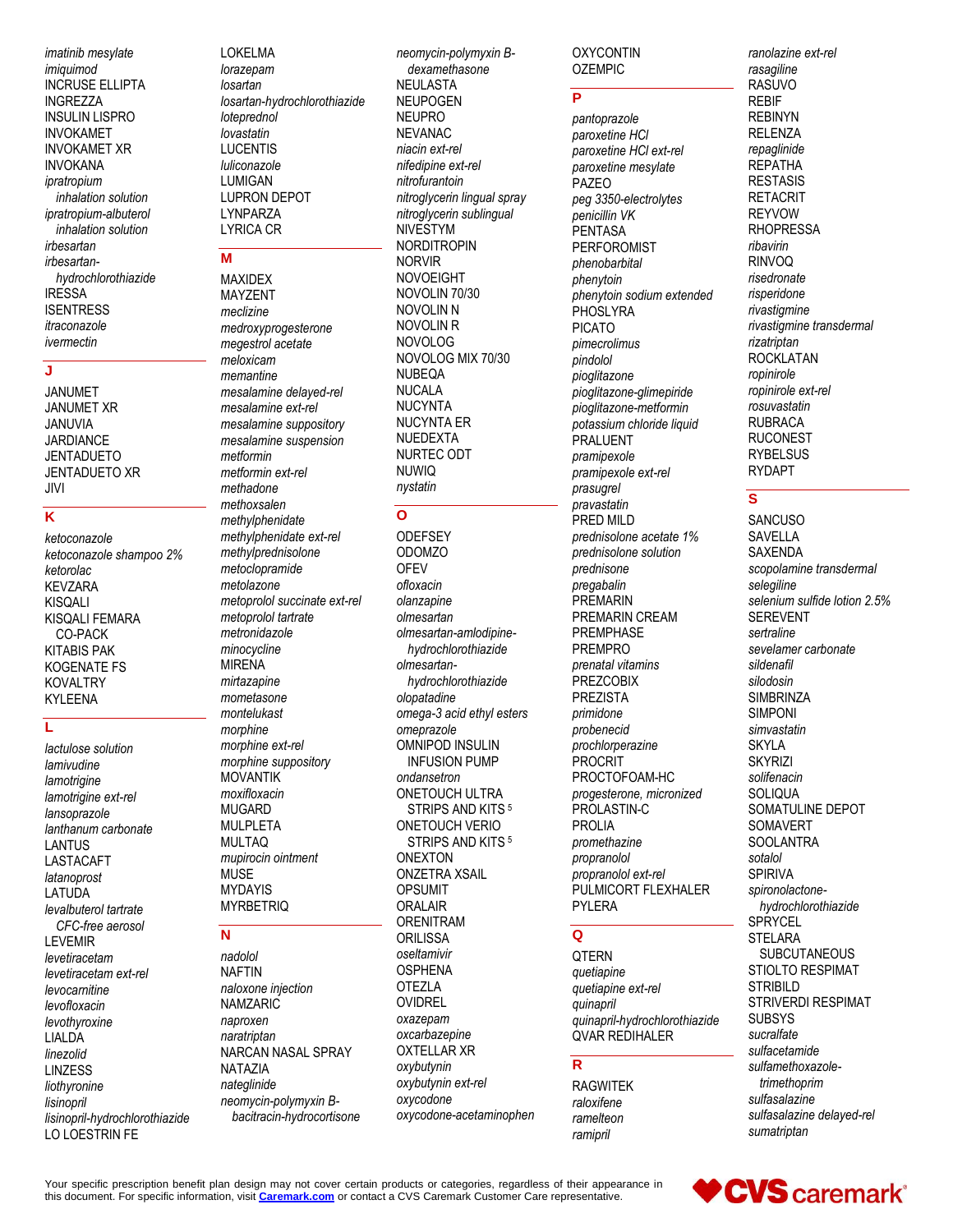*imatinib mesylate*
*imiquimod*
INCRUSE ELLIPTA
INGREZZA
INSULIN LISPRO
INVOKAMET
INVOKAMET XR
INVOKANA
*ipratropium inhalation solution*
*ipratropium-albuterol inhalation solution*
*irbesartan*
*irbesartan-hydrochlorothiazide*
IRESSA
ISENTRESS
*itraconazole*
*ivermectin*

## J

JANUMET
JANUMET XR
JANUVIA
JARDIANCE
JENTADUETO
JENTADUETO XR
JIVI

## K

*ketoconazole*
*ketoconazole shampoo 2%*
*ketorolac*
KEVZARA
KISQALI
KISQALI FEMARA CO-PACK
KITABIS PAK
KOGENATE FS
KOVALTRY
KYLEENA

## L

*lactulose solution*
*lamivudine*
*lamotrigine*
*lamotrigine ext-rel*
*lansoprazole*
*lanthanum carbonate*
LANTUS
LASTACAFT
*latanoprost*
LATUDA
*levalbuterol tartrate CFC-free aerosol*
LEVEMIR
*levetiracetam*
*levetiracetam ext-rel*
*levocarnitine*
*levofloxacin*
*levothyroxine*
LIALDA
*linezolid*
LINZESS
*liothyronine*
*lisinopril*
*lisinopril-hydrochlorothiazide*
LO LOESTRIN FE
LOKELMA
*lorazepam*
*losartan*
*losartan-hydrochlorothiazide*
*loteprednol*
*lovastatin*
LUCENTIS
*luliconazole*
LUMIGAN
LUPRON DEPOT
LYNPARZA
LYRICA CR

## M

MAXIDEX
MAYZENT
*meclizine*
*medroxyprogesterone*
*megestrol acetate*
*meloxicam*
*memantine*
*mesalamine delayed-rel*
*mesalamine ext-rel*
*mesalamine suppository*
*mesalamine suspension*
*metformin*
*metformin ext-rel*
*methadone*
*methoxsalen*
*methylphenidate*
*methylphenidate ext-rel*
*methylprednisolone*
*metoclopramide*
*metolazone*
*metoprolol succinate ext-rel*
*metoprolol tartrate*
*metronidazole*
*minocycline*
MIRENA
*mirtazapine*
*mometasone*
*montelukast*
*morphine*
*morphine ext-rel*
*morphine suppository*
MOVANTIK
*moxifloxacin*
MUGARD
MULPLETA
MULTAQ
*mupirocin ointment*
MUSE
MYDAYIS
MYRBETRIQ

## N

*nadolol*
NAFTIN
*naloxone injection*
NAMZARIC
*naproxen*
*naratriptan*
NARCAN NASAL SPRAY
NATAZIA
*nateglinide*
*neomycin-polymyxin B-bacitracin-hydrocortisone*
*neomycin-polymyxin B-dexamethasone*
NEULASTA
NEUPOGEN
NEUPRO
NEVANAC
*niacin ext-rel*
*nifedipine ext-rel*
*nitrofurantoin*
*nitroglycerin lingual spray*
*nitroglycerin sublingual*
NIVESTYM
NORDITROPIN
NORVIR
NOVOEIGHT
NOVOLIN 70/30
NOVOLIN N
NOVOLIN R
NOVOLOG
NOVOLOG MIX 70/30
NUBEQA
NUCALA
NUCYNTA
NUCYNTA ER
NUEDEXTA
NURTEC ODT
NUWIQ
*nystatin*

## O

ODEFSEY
ODOMZO
OFEV
*ofloxacin*
*olanzapine*
*olmesartan*
*olmesartan-amlodipine-hydrochlorothiazide*
*olmesartan-hydrochlorothiazide*
*olopatadine*
*omega-3 acid ethyl esters*
*omeprazole*
OMNIPOD INSULIN INFUSION PUMP
*ondansetron*
ONETOUCH ULTRA STRIPS AND KITS [5]
ONETOUCH VERIO STRIPS AND KITS [5]
ONEXTON
ONZETRA XSAIL
OPSUMIT
ORALAIR
ORENITRAM
ORILISSA
*oseltamivir*
OSPHENA
OTEZLA
OVIDREL
*oxazepam*
*oxcarbazepine*
OXTELLAR XR
*oxybutynin*
*oxybutynin ext-rel*
*oxycodone*
*oxycodone-acetaminophen*
OXYCONTIN
OZEMPIC

## P

*pantoprazole*
*paroxetine HCl*
*paroxetine HCl ext-rel*
*paroxetine mesylate*
PAZEO
*peg 3350-electrolytes*
*penicillin VK*
PENTASA
PERFOROMIST
*phenobarbital*
*phenytoin*
*phenytoin sodium extended*
PHOSLYRA
PICATO
*pimecrolimus*
*pindolol*
*pioglitazone*
*pioglitazone-glimepiride*
*pioglitazone-metformin*
*potassium chloride liquid*
PRALUENT
*pramipexole*
*pramipexole ext-rel*
*prasugrel*
*pravastatin*
PRED MILD
*prednisolone acetate 1%*
*prednisolone solution*
*prednisone*
*pregabalin*
PREMARIN
PREMARIN CREAM
PREMPHASE
PREMPRO
*prenatal vitamins*
PREZCOBIX
PREZISTA
*primidone*
*probenecid*
*prochlorperazine*
PROCRIT
PROCTOFOAM-HC
*progesterone, micronized*
PROLASTIN-C
PROLIA
*promethazine*
*propranolol*
*propranolol ext-rel*
PULMICORT FLEXHALER
PYLERA

## Q

QTERN
*quetiapine*
*quetiapine ext-rel*
*quinapril*
*quinapril-hydrochlorothiazide*
QVAR REDIHALER

## R

RAGWITEK
*raloxifene*
*ramelteon*
*ramipril*
*ranolazine ext-rel*
*rasagiline*
RASUVO
REBIF
REBINYN
RELENZA
*repaglinide*
REPATHA
RESTASIS
RETACRIT
REYVOW
RHOPRESSA
*ribavirin*
RINVOQ
*risedronate*
*risperidone*
*rivastigmine*
*rivastigmine transdermal*
*rizatriptan*
ROCKLATAN
*ropinirole*
*ropinirole ext-rel*
*rosuvastatin*
RUBRACA
RUCONEST
RYBELSUS
RYDAPT

## S

SANCUSO
SAVELLA
SAXENDA
*scopolamine transdermal*
*selegiline*
*selenium sulfide lotion 2.5%*
SEREVENT
*sertraline*
*sevelamer carbonate*
*sildenafil*
*silodosin*
SIMBRINZA
SIMPONI
*simvastatin*
SKYLA
SKYRIZI
*solifenacin*
SOLIQUA
SOMATULINE DEPOT
SOMAVERT
SOOLANTRA
*sotalol*
SPIRIVA
*spironolactone-hydrochlorothiazide*
SPRYCEL
STELARA SUBCUTANEOUS
STIOLTO RESPIMAT
STRIBILD
STRIVERDI RESPIMAT
SUBSYS
*sucralfate*
*sulfacetamide*
*sulfamethoxazole-trimethoprim*
*sulfasalazine*
*sulfasalazine delayed-rel*
*sumatriptan*

Your specific prescription benefit plan design may not cover certain products or categories, regardless of their appearance in this document. For specific information, visit **Caremark.com** or contact a CVS Caremark Customer Care representative.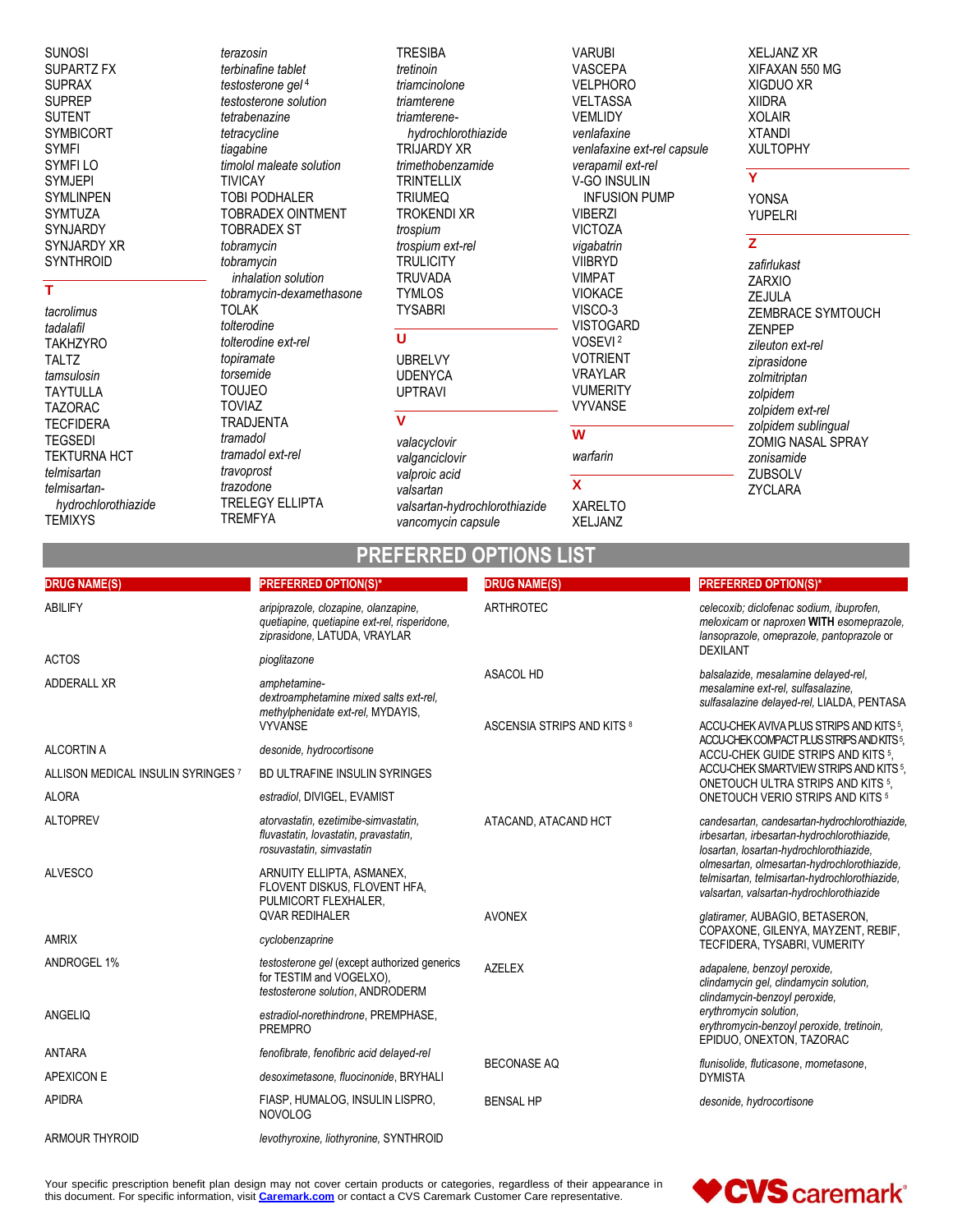SUNOSI
SUPARTZ FX
SUPRAX
SUPREP
SUTENT
SYMBICORT
SYMFI
SYMFI LO
SYMJEPI
SYMLINPEN
SYMTUZA
SYNJARDY
SYNJARDY XR
SYNTHROID

## T

*tacrolimus*
*tadalafil*
TAKHZYRO
TALTZ
*tamsulosin*
TAYTULLA
TAZORAC
TECFIDERA
TEGSEDI
TEKTURNA HCT
*telmisartan*
*telmisartan-hydrochlorothiazide*
TEMIXYS
*terazosin*
*terbinafine tablet*
*testosterone gel*[4]
*testosterone solution*
*tetrabenazine*
*tetracycline*
*tiagabine*
*timolol maleate solution*
TIVICAY
TOBI PODHALER
TOBRADEX OINTMENT
TOBRADEX ST
*tobramycin*
*tobramycin inhalation solution*
*tobramycin-dexamethasone*
TOLAK
*tolterodine*
*tolterodine ext-rel*
*topiramate*
*torsemide*
TOUJEO
TOVIAZ
TRADJENTA
*tramadol*
*tramadol ext-rel*
*travoprost*
*trazodone*
TRELEGY ELLIPTA
TREMFYA
TRESIBA
*tretinoin*
*triamcinolone*
*triamterene*
*triamterene-hydrochlorothiazide*
TRIJARDY XR
*trimethobenzamide*
TRINTELLIX
TRIUMEQ
TROKENDI XR
*trospium*
*trospium ext-rel*
TRULICITY
TRUVADA
TYMLOS
TYSABRI

## U

UBRELVY
UDENYCA
UPTRAVI

## V

*valacyclovir*
*valganciclovir*
*valproic acid*
*valsartan*
*valsartan-hydrochlorothiazide*
*vancomycin capsule*
VARUBI
VASCEPA
VELPHORO
VELTASSA
VEMLIDY
*venlafaxine*
*venlafaxine ext-rel capsule*
*verapamil ext-rel*
V-GO INSULIN INFUSION PUMP
VIBERZI
VICTOZA
*vigabatrin*
VIIBRYD
VIMPAT
VIOKACE
VISCO-3
VISTOGARD
VOSEVI[2]
VOTRIENT
VRAYLAR
VUMERITY
VYVANSE

## W

*warfarin*

## X

XARELTO
XELJANZ
XELJANZ XR
XIFAXAN 550 MG
XIGDUO XR
XIIDRA
XOLAIR
XTANDI
XULTOPHY

## Y

YONSA
YUPELRI

## Z

*zafirlukast*
ZARXIO
ZEJULA
ZEMBRACE SYMTOUCH
ZENPEP
*zileuton ext-rel*
*ziprasidone*
*zolmitriptan*
*zolpidem*
*zolpidem ext-rel*
*zolpidem sublingual*
ZOMIG NASAL SPRAY
*zonisamide*
ZUBSOLV
ZYCLARA

# PREFERRED OPTIONS LIST

| DRUG NAME(S) | PREFERRED OPTION(S)* |
|---|---|
| ABILIFY | *aripiprazole, clozapine, olanzapine, quetiapine, quetiapine ext-rel, risperidone, ziprasidone,* LATUDA, VRAYLAR |
| ACTOS | *pioglitazone* |
| ADDERALL XR | *amphetamine-dextroamphetamine mixed salts ext-rel, methylphenidate ext-rel,* MYDAYIS, VYVANSE |
| ALCORTIN A | *desonide, hydrocortisone* |
| ALLISON MEDICAL INSULIN SYRINGES[7] | BD ULTRAFINE INSULIN SYRINGES |
| ALORA | *estradiol,* DIVIGEL, EVAMIST |
| ALTOPREV | *atorvastatin, ezetimibe-simvastatin, fluvastatin, lovastatin, pravastatin, rosuvastatin, simvastatin* |
| ALVESCO | ARNUITY ELLIPTA, ASMANEX, FLOVENT DISKUS, FLOVENT HFA, PULMICORT FLEXHALER, QVAR REDIHALER |
| AMRIX | *cyclobenzaprine* |
| ANDROGEL 1% | *testosterone gel* (except authorized generics for TESTIM and VOGELXO), *testosterone solution,* ANDRODERM |
| ANGELIQ | *estradiol-norethindrone,* PREMPHASE, PREMPRO |
| ANTARA | *fenofibrate, fenofibric acid delayed-rel* |
| APEXICON E | *desoximetasone, fluocinonide,* BRYHALI |
| APIDRA | FIASP, HUMALOG, INSULIN LISPRO, NOVOLOG |
| ARMOUR THYROID | *levothyroxine, liothyronine,* SYNTHROID |
| ARTHROTEC | *celecoxib; diclofenac sodium, ibuprofen, meloxicam* or *naproxen* **WITH** *esomeprazole, lansoprazole, omeprazole, pantoprazole* or DEXILANT |
| ASACOL HD | *balsalazide, mesalamine delayed-rel, mesalamine ext-rel, sulfasalazine, sulfasalazine delayed-rel,* LIALDA, PENTASA |
| ASCENSIA STRIPS AND KITS[8] | ACCU-CHEK AVIVA PLUS STRIPS AND KITS[5], ACCU-CHEK COMPACT PLUS STRIPS AND KITS[5], ACCU-CHEK GUIDE STRIPS AND KITS[5], ACCU-CHEK SMARTVIEW STRIPS AND KITS[5], ONETOUCH ULTRA STRIPS AND KITS[5], ONETOUCH VERIO STRIPS AND KITS[5] |
| ATACAND, ATACAND HCT | *candesartan, candesartan-hydrochlorothiazide, irbesartan, irbesartan-hydrochlorothiazide, losartan, losartan-hydrochlorothiazide, olmesartan, olmesartan-hydrochlorothiazide, telmisartan, telmisartan-hydrochlorothiazide, valsartan, valsartan-hydrochlorothiazide* |
| AVONEX | *glatiramer,* AUBAGIO, BETASERON, COPAXONE, GILENYA, MAYZENT, REBIF, TECFIDERA, TYSABRI, VUMERITY |
| AZELEX | *adapalene, benzoyl peroxide, clindamycin gel, clindamycin solution, clindamycin-benzoyl peroxide, erythromycin solution, erythromycin-benzoyl peroxide, tretinoin,* EPIDUO, ONEXTON, TAZORAC |
| BECONASE AQ | *flunisolide, fluticasone, mometasone,* DYMISTA |
| BENSAL HP | *desonide, hydrocortisone* |

Your specific prescription benefit plan design may not cover certain products or categories, regardless of their appearance in this document. For specific information, visit [Caremark.com](https://www.caremark.com) or contact a CVS Caremark Customer Care representative.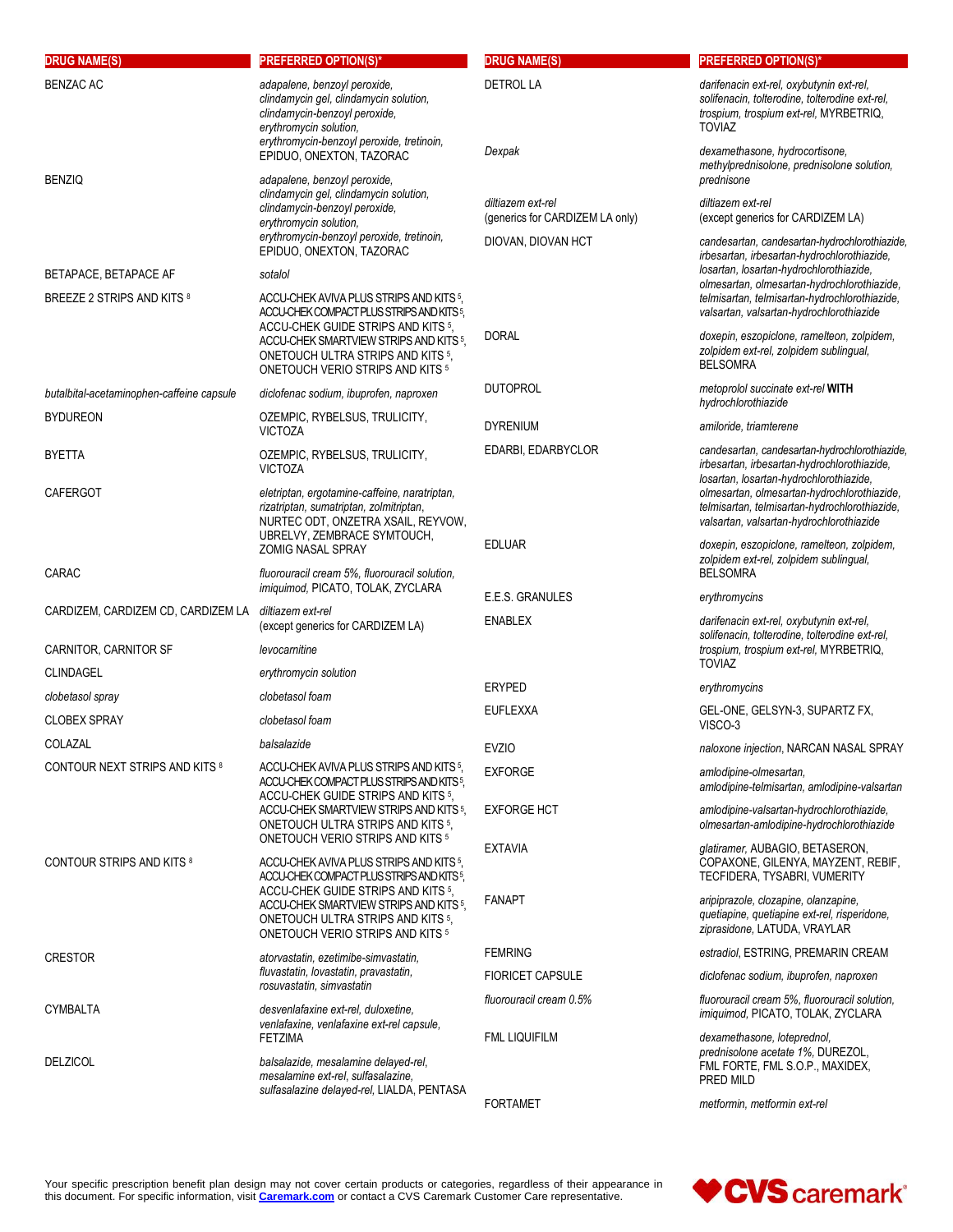| DRUG NAME(S) | PREFERRED OPTION(S)* |
|---|---|
| BENZAC AC | *adapalene, benzoyl peroxide, clindamycin gel, clindamycin solution, clindamycin-benzoyl peroxide, erythromycin solution, erythromycin-benzoyl peroxide, tretinoin,* EPIDUO, ONEXTON, TAZORAC |
| BENZIQ | *adapalene, benzoyl peroxide, clindamycin gel, clindamycin solution, clindamycin-benzoyl peroxide, erythromycin solution, erythromycin-benzoyl peroxide, tretinoin,* EPIDUO, ONEXTON, TAZORAC |
| BETAPACE, BETAPACE AF | *sotalol* |
| BREEZE 2 STRIPS AND KITS [8] | ACCU-CHEK AVIVA PLUS STRIPS AND KITS [5], ACCU-CHEK COMPACT PLUS STRIPS AND KITS [5], ACCU-CHEK GUIDE STRIPS AND KITS [5], ACCU-CHEK SMARTVIEW STRIPS AND KITS [5], ONETOUCH ULTRA STRIPS AND KITS [5], ONETOUCH VERIO STRIPS AND KITS [5] |
| *butalbital-acetaminophen-caffeine capsule* | *diclofenac sodium, ibuprofen, naproxen* |
| BYDUREON | OZEMPIC, RYBELSUS, TRULICITY, VICTOZA |
| BYETTA | OZEMPIC, RYBELSUS, TRULICITY, VICTOZA |
| CAFERGOT | *eletriptan, ergotamine-caffeine, naratriptan, rizatriptan, sumatriptan, zolmitriptan,* NURTEC ODT, ONZETRA XSAIL, REYVOW, UBRELVY, ZEMBRACE SYMTOUCH, ZOMIG NASAL SPRAY |
| CARAC | *fluorouracil cream 5%, fluorouracil solution, imiquimod,* PICATO, TOLAK, ZYCLARA |
| CARDIZEM, CARDIZEM CD, CARDIZEM LA | *diltiazem ext-rel* (except generics for CARDIZEM LA) |
| CARNITOR, CARNITOR SF | *levocarnitine* |
| CLINDAGEL | *erythromycin solution* |
| *clobetasol spray* | *clobetasol foam* |
| CLOBEX SPRAY | *clobetasol foam* |
| COLAZAL | *balsalazide* |
| CONTOUR NEXT STRIPS AND KITS [8] | ACCU-CHEK AVIVA PLUS STRIPS AND KITS [5], ACCU-CHEK COMPACT PLUS STRIPS AND KITS [5], ACCU-CHEK GUIDE STRIPS AND KITS [5], ACCU-CHEK SMARTVIEW STRIPS AND KITS [5], ONETOUCH ULTRA STRIPS AND KITS [5], ONETOUCH VERIO STRIPS AND KITS [5] |
| CONTOUR STRIPS AND KITS [8] | ACCU-CHEK AVIVA PLUS STRIPS AND KITS [5], ACCU-CHEK COMPACT PLUS STRIPS AND KITS [5], ACCU-CHEK GUIDE STRIPS AND KITS [5], ACCU-CHEK SMARTVIEW STRIPS AND KITS [5], ONETOUCH ULTRA STRIPS AND KITS [5], ONETOUCH VERIO STRIPS AND KITS [5] |
| CRESTOR | *atorvastatin, ezetimibe-simvastatin, fluvastatin, lovastatin, pravastatin, rosuvastatin, simvastatin* |
| CYMBALTA | *desvenlafaxine ext-rel, duloxetine, venlafaxine, venlafaxine ext-rel capsule,* FETZIMA |
| DELZICOL | *balsalazide, mesalamine delayed-rel, mesalamine ext-rel, sulfasalazine, sulfasalazine delayed-rel,* LIALDA, PENTASA |
| DETROL LA | *darifenacin ext-rel, oxybutynin ext-rel, solifenacin, tolterodine, tolterodine ext-rel, trospium, trospium ext-rel,* MYRBETRIQ, TOVIAZ |
| *Dexpak* | *dexamethasone, hydrocortisone, methylprednisolone, prednisolone solution, prednisone* |
| *diltiazem ext-rel* (generics for CARDIZEM LA only) | *diltiazem ext-rel* (except generics for CARDIZEM LA) |
| DIOVAN, DIOVAN HCT | *candesartan, candesartan-hydrochlorothiazide, irbesartan, irbesartan-hydrochlorothiazide, losartan, losartan-hydrochlorothiazide, olmesartan, olmesartan-hydrochlorothiazide, telmisartan, telmisartan-hydrochlorothiazide, valsartan, valsartan-hydrochlorothiazide* |
| DORAL | *doxepin, eszopiclone, ramelteon, zolpidem, zolpidem ext-rel, zolpidem sublingual,* BELSOMRA |
| DUTOPROL | *metoprolol succinate ext-rel* **WITH** *hydrochlorothiazide* |
| DYRENIUM | *amiloride, triamterene* |
| EDARBI, EDARBYCLOR | *candesartan, candesartan-hydrochlorothiazide, irbesartan, irbesartan-hydrochlorothiazide, losartan, losartan-hydrochlorothiazide, olmesartan, olmesartan-hydrochlorothiazide, telmisartan, telmisartan-hydrochlorothiazide, valsartan, valsartan-hydrochlorothiazide* |
| EDLUAR | *doxepin, eszopiclone, ramelteon, zolpidem, zolpidem ext-rel, zolpidem sublingual,* BELSOMRA |
| E.E.S. GRANULES | *erythromycins* |
| ENABLEX | *darifenacin ext-rel, oxybutynin ext-rel, solifenacin, tolterodine, tolterodine ext-rel, trospium, trospium ext-rel,* MYRBETRIQ, TOVIAZ |
| ERYPED | *erythromycins* |
| EUFLEXXA | GEL-ONE, GELSYN-3, SUPARTZ FX, VISCO-3 |
| EVZIO | *naloxone injection,* NARCAN NASAL SPRAY |
| EXFORGE | *amlodipine-olmesartan, amlodipine-telmisartan, amlodipine-valsartan* |
| EXFORGE HCT | *amlodipine-valsartan-hydrochlorothiazide, olmesartan-amlodipine-hydrochlorothiazide* |
| EXTAVIA | *glatiramer,* AUBAGIO, BETASERON, COPAXONE, GILENYA, MAYZENT, REBIF, TECFIDERA, TYSABRI, VUMERITY |
| FANAPT | *aripiprazole, clozapine, olanzapine, quetiapine, quetiapine ext-rel, risperidone, ziprasidone,* LATUDA, VRAYLAR |
| FEMRING | *estradiol,* ESTRING, PREMARIN CREAM |
| FIORICET CAPSULE | *diclofenac sodium, ibuprofen, naproxen* |
| *fluorouracil cream 0.5%* | *fluorouracil cream 5%, fluorouracil solution, imiquimod,* PICATO, TOLAK, ZYCLARA |
| FML LIQUIFILM | *dexamethasone, loteprednol, prednisolone acetate 1%,* DUREZOL, FML FORTE, FML S.O.P., MAXIDEX, PRED MILD |
| FORTAMET | *metformin, metformin ext-rel* |

Your specific prescription benefit plan design may not cover certain products or categories, regardless of their appearance in this document. For specific information, visit Caremark.com or contact a CVS Caremark Customer Care representative.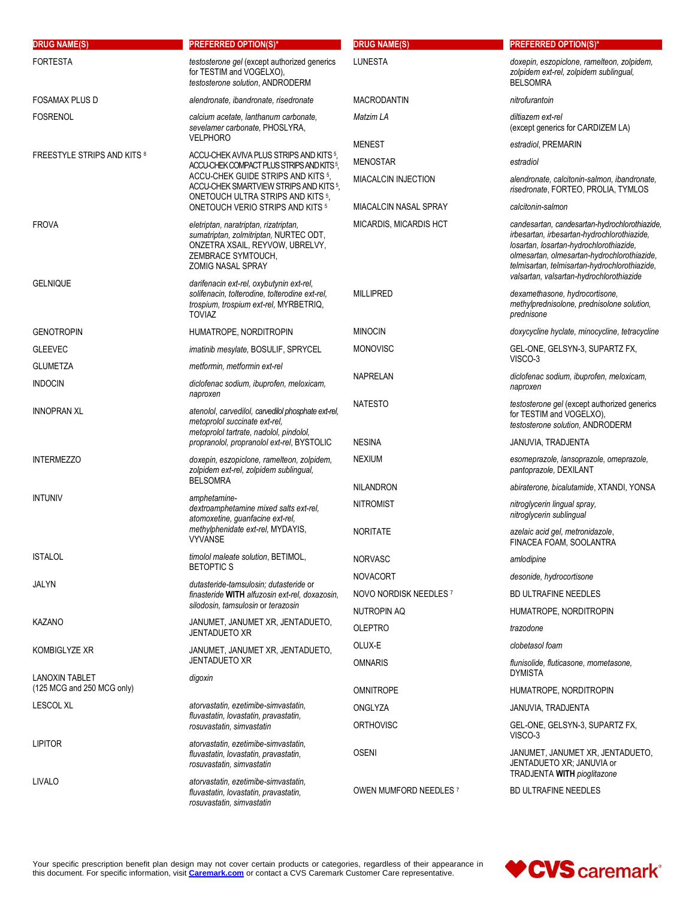| DRUG NAME(S) | PREFERRED OPTION(S)* |
|---|---|
| FORTESTA | *testosterone gel* (except authorized generics for TESTIM and VOGELXO), *testosterone solution*, ANDRODERM |
| FOSAMAX PLUS D | *alendronate, ibandronate, risedronate* |
| FOSRENOL | *calcium acetate, lanthanum carbonate, sevelamer carbonate,* PHOSLYRA, VELPHORO |
| FREESTYLE STRIPS AND KITS [8] | ACCU-CHEK AVIVA PLUS STRIPS AND KITS [5], ACCU-CHEK COMPACT PLUS STRIPS AND KITS [5], ACCU-CHEK GUIDE STRIPS AND KITS [5], ACCU-CHEK SMARTVIEW STRIPS AND KITS [5], ONETOUCH ULTRA STRIPS AND KITS [5], ONETOUCH VERIO STRIPS AND KITS [5] |
| FROVA | *eletriptan, naratriptan, rizatriptan, sumatriptan, zolmitriptan,* NURTEC ODT, ONZETRA XSAIL, REYVOW, UBRELVY, ZEMBRACE SYMTOUCH, ZOMIG NASAL SPRAY |
| GELNIQUE | *darifenacin ext-rel, oxybutynin ext-rel, solifenacin, tolterodine, tolterodine ext-rel, trospium, trospium ext-rel,* MYRBETRIQ, TOVIAZ |
| GENOTROPIN | HUMATROPE, NORDITROPIN |
| GLEEVEC | *imatinib mesylate,* BOSULIF, SPRYCEL |
| GLUMETZA | *metformin, metformin ext-rel* |
| INDOCIN | *diclofenac sodium, ibuprofen, meloxicam, naproxen* |
| INNOPRAN XL | *atenolol, carvedilol, carvedilol phosphate ext-rel, metoprolol succinate ext-rel, metoprolol tartrate, nadolol, pindolol, propranolol, propranolol ext-rel,* BYSTOLIC |
| INTERMEZZO | *doxepin, eszopiclone, ramelteon, zolpidem, zolpidem ext-rel, zolpidem sublingual,* BELSOMRA |
| INTUNIV | *amphetamine-dextroamphetamine mixed salts ext-rel, atomoxetine, guanfacine ext-rel, methylphenidate ext-rel,* MYDAYIS, VYVANSE |
| ISTALOL | *timolol maleate solution,* BETIMOL, BETOPTIC S |
| JALYN | *dutasteride-tamsulosin; dutasteride* or *finasteride* **WITH** *alfuzosin ext-rel, doxazosin, silodosin, tamsulosin* or *terazosin* |
| KAZANO | JANUMET, JANUMET XR, JENTADUETO, JENTADUETO XR |
| KOMBIGLYZE XR | JANUMET, JANUMET XR, JENTADUETO, JENTADUETO XR |
| LANOXIN TABLET (125 MCG and 250 MCG only) | *digoxin* |
| LESCOL XL | *atorvastatin, ezetimibe-simvastatin, fluvastatin, lovastatin, pravastatin, rosuvastatin, simvastatin* |
| LIPITOR | *atorvastatin, ezetimibe-simvastatin, fluvastatin, lovastatin, pravastatin, rosuvastatin, simvastatin* |
| LIVALO | *atorvastatin, ezetimibe-simvastatin, fluvastatin, lovastatin, pravastatin, rosuvastatin, simvastatin* |
| LUNESTA | *doxepin, eszopiclone, ramelteon, zolpidem, zolpidem ext-rel, zolpidem sublingual,* BELSOMRA |
| MACRODANTIN | *nitrofurantoin* |
| *Matzim LA* | *diltiazem ext-rel* (except generics for CARDIZEM LA) |
| MENEST | *estradiol,* PREMARIN |
| MENOSTAR | *estradiol* |
| MIACALCIN INJECTION | *alendronate, calcitonin-salmon, ibandronate, risedronate,* FORTEO, PROLIA, TYMLOS |
| MIACALCIN NASAL SPRAY | *calcitonin-salmon* |
| MICARDIS, MICARDIS HCT | *candesartan, candesartan-hydrochlorothiazide, irbesartan, irbesartan-hydrochlorothiazide, losartan, losartan-hydrochlorothiazide, olmesartan, olmesartan-hydrochlorothiazide, telmisartan, telmisartan-hydrochlorothiazide, valsartan, valsartan-hydrochlorothiazide* |
| MILLIPRED | *dexamethasone, hydrocortisone, methylprednisolone, prednisolone solution, prednisone* |
| MINOCIN | *doxycycline hyclate, minocycline, tetracycline* |
| MONOVISC | GEL-ONE, GELSYN-3, SUPARTZ FX, VISCO-3 |
| NAPRELAN | *diclofenac sodium, ibuprofen, meloxicam, naproxen* |
| NATESTO | *testosterone gel* (except authorized generics for TESTIM and VOGELXO), *testosterone solution,* ANDRODERM |
| NESINA | JANUVIA, TRADJENTA |
| NEXIUM | *esomeprazole, lansoprazole, omeprazole, pantoprazole,* DEXILANT |
| NILANDRON | *abiraterone, bicalutamide,* XTANDI, YONSA |
| NITROMIST | *nitroglycerin lingual spray, nitroglycerin sublingual* |
| NORITATE | *azelaic acid gel, metronidazole,* FINACEA FOAM, SOOLANTRA |
| NORVASC | *amlodipine* |
| NOVACORT | *desonide, hydrocortisone* |
| NOVO NORDISK NEEDLES [7] | BD ULTRAFINE NEEDLES |
| NUTROPIN AQ | HUMATROPE, NORDITROPIN |
| OLEPTRO | *trazodone* |
| OLUX-E | *clobetasol foam* |
| OMNARIS | *flunisolide, fluticasone, mometasone,* DYMISTA |
| OMNITROPE | HUMATROPE, NORDITROPIN |
| ONGLYZA | JANUVIA, TRADJENTA |
| ORTHOVISC | GEL-ONE, GELSYN-3, SUPARTZ FX, VISCO-3 |
| OSENI | JANUMET, JANUMET XR, JENTADUETO, JENTADUETO XR; JANUVIA or TRADJENTA **WITH** *pioglitazone* |
| OWEN MUMFORD NEEDLES [7] | BD ULTRAFINE NEEDLES |

Your specific prescription benefit plan design may not cover certain products or categories, regardless of their appearance in this document. For specific information, visit **Caremark.com** or contact a CVS Caremark Customer Care representative.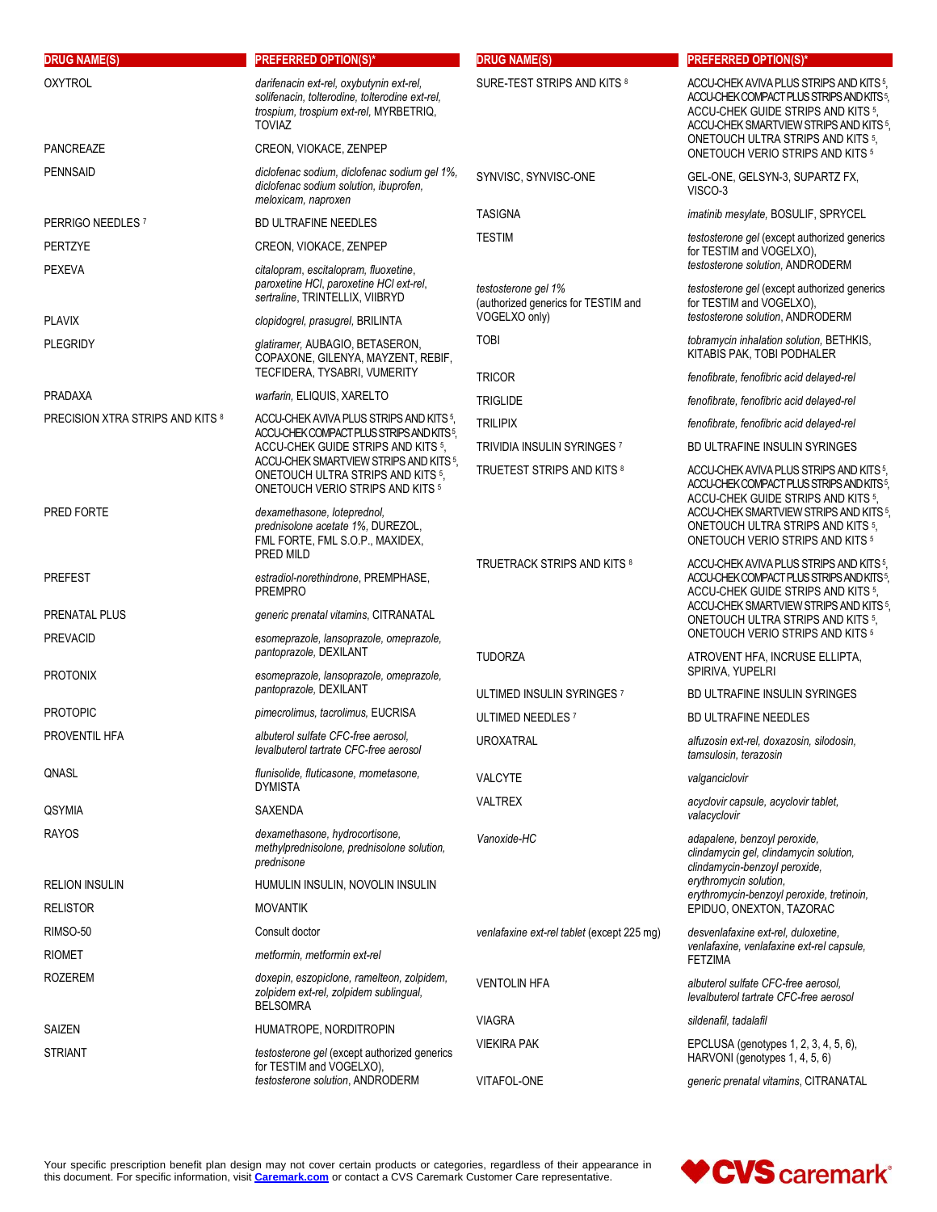| DRUG NAME(S) | PREFERRED OPTION(S)* |
| --- | --- |
| OXYTROL | *darifenacin ext-rel, oxybutynin ext-rel, solifenacin, tolterodine, tolterodine ext-rel, trospium, trospium ext-rel,* MYRBETRIQ, TOVIAZ |
| PANCREAZE | CREON, VIOKACE, ZENPEP |
| PENNSAID | *diclofenac sodium, diclofenac sodium gel 1%, diclofenac sodium solution, ibuprofen, meloxicam, naproxen* |
| PERRIGO NEEDLES [7] | BD ULTRAFINE NEEDLES |
| PERTZYE | CREON, VIOKACE, ZENPEP |
| PEXEVA | *citalopram, escitalopram, fluoxetine, paroxetine HCl, paroxetine HCl ext-rel, sertraline,* TRINTELLIX, VIIBRYD |
| PLAVIX | *clopidogrel, prasugrel,* BRILINTA |
| PLEGRIDY | *glatiramer,* AUBAGIO, BETASERON, COPAXONE, GILENYA, MAYZENT, REBIF, TECFIDERA, TYSABRI, VUMERITY |
| PRADAXA | *warfarin,* ELIQUIS, XARELTO |
| PRECISION XTRA STRIPS AND KITS [8] | ACCU-CHEK AVIVA PLUS STRIPS AND KITS [5], ACCU-CHEK COMPACT PLUS STRIPS AND KITS [5], ACCU-CHEK GUIDE STRIPS AND KITS [5], ACCU-CHEK SMARTVIEW STRIPS AND KITS [5], ONETOUCH ULTRA STRIPS AND KITS [5], ONETOUCH VERIO STRIPS AND KITS [5] |
| PRED FORTE | *dexamethasone, loteprednol, prednisolone acetate 1%,* DUREZOL, FML FORTE, FML S.O.P., MAXIDEX, PRED MILD |
| PREFEST | *estradiol-norethindrone,* PREMPHASE, PREMPRO |
| PRENATAL PLUS | *generic prenatal vitamins,* CITRANATAL |
| PREVACID | *esomeprazole, lansoprazole, omeprazole, pantoprazole,* DEXILANT |
| PROTONIX | *esomeprazole, lansoprazole, omeprazole, pantoprazole,* DEXILANT |
| PROTOPIC | *pimecrolimus, tacrolimus,* EUCRISA |
| PROVENTIL HFA | *albuterol sulfate CFC-free aerosol, levalbuterol tartrate CFC-free aerosol* |
| QNASL | *flunisolide, fluticasone, mometasone,* DYMISTA |
| QSYMIA | SAXENDA |
| RAYOS | *dexamethasone, hydrocortisone, methylprednisolone, prednisolone solution, prednisone* |
| RELION INSULIN | HUMULIN INSULIN, NOVOLIN INSULIN |
| RELISTOR | MOVANTIK |
| RIMSO-50 | Consult doctor |
| RIOMET | *metformin, metformin ext-rel* |
| ROZEREM | *doxepin, eszopiclone, ramelteon, zolpidem, zolpidem ext-rel, zolpidem sublingual,* BELSOMRA |
| SAIZEN | HUMATROPE, NORDITROPIN |
| STRIANT | *testosterone gel* (except authorized generics for TESTIM and VOGELXO), *testosterone solution*, ANDRODERM |
| SURE-TEST STRIPS AND KITS [8] | ACCU-CHEK AVIVA PLUS STRIPS AND KITS [5], ACCU-CHEK COMPACT PLUS STRIPS AND KITS [5], ACCU-CHEK GUIDE STRIPS AND KITS [5], ACCU-CHEK SMARTVIEW STRIPS AND KITS [5], ONETOUCH ULTRA STRIPS AND KITS [5], ONETOUCH VERIO STRIPS AND KITS [5] |
| SYNVISC, SYNVISC-ONE | GEL-ONE, GELSYN-3, SUPARTZ FX, VISCO-3 |
| TASIGNA | *imatinib mesylate,* BOSULIF, SPRYCEL |
| TESTIM | *testosterone gel* (except authorized generics for TESTIM and VOGELXO), *testosterone solution,* ANDRODERM |
| *testosterone gel 1%* (authorized generics for TESTIM and VOGELXO only) | *testosterone gel* (except authorized generics for TESTIM and VOGELXO), *testosterone solution*, ANDRODERM |
| TOBI | *tobramycin inhalation solution,* BETHKIS, KITABIS PAK, TOBI PODHALER |
| TRICOR | *fenofibrate, fenofibric acid delayed-rel* |
| TRIGLIDE | *fenofibrate, fenofibric acid delayed-rel* |
| TRILIPIX | *fenofibrate, fenofibric acid delayed-rel* |
| TRIVIDIA INSULIN SYRINGES [7] | BD ULTRAFINE INSULIN SYRINGES |
| TRUETEST STRIPS AND KITS [8] | ACCU-CHEK AVIVA PLUS STRIPS AND KITS [5], ACCU-CHEK COMPACT PLUS STRIPS AND KITS [5], ACCU-CHEK GUIDE STRIPS AND KITS [5], ACCU-CHEK SMARTVIEW STRIPS AND KITS [5], ONETOUCH ULTRA STRIPS AND KITS [5], ONETOUCH VERIO STRIPS AND KITS [5] |
| TRUETRACK STRIPS AND KITS [8] | ACCU-CHEK AVIVA PLUS STRIPS AND KITS [5], ACCU-CHEK COMPACT PLUS STRIPS AND KITS [5], ACCU-CHEK GUIDE STRIPS AND KITS [5], ACCU-CHEK SMARTVIEW STRIPS AND KITS [5], ONETOUCH ULTRA STRIPS AND KITS [5], ONETOUCH VERIO STRIPS AND KITS [5] |
| TUDORZA | ATROVENT HFA, INCRUSE ELLIPTA, SPIRIVA, YUPELRI |
| ULTIMED INSULIN SYRINGES [7] | BD ULTRAFINE INSULIN SYRINGES |
| ULTIMED NEEDLES [7] | BD ULTRAFINE NEEDLES |
| UROXATRAL | *alfuzosin ext-rel, doxazosin, silodosin, tamsulosin, terazosin* |
| VALCYTE | *valganciclovir* |
| VALTREX | *acyclovir capsule, acyclovir tablet, valacyclovir* |
| *Vanoxide-HC* | *adapalene, benzoyl peroxide, clindamycin gel, clindamycin solution, clindamycin-benzoyl peroxide, erythromycin solution, erythromycin-benzoyl peroxide, tretinoin,* EPIDUO, ONEXTON, TAZORAC |
| *venlafaxine ext-rel tablet* (except 225 mg) | *desvenlafaxine ext-rel, duloxetine, venlafaxine, venlafaxine ext-rel capsule,* FETZIMA |
| VENTOLIN HFA | *albuterol sulfate CFC-free aerosol, levalbuterol tartrate CFC-free aerosol* |
| VIAGRA | *sildenafil, tadalafil* |
| VIEKIRA PAK | EPCLUSA (genotypes 1, 2, 3, 4, 5, 6), HARVONI (genotypes 1, 4, 5, 6) |
| VITAFOL-ONE | *generic prenatal vitamins,* CITRANATAL |

Your specific prescription benefit plan design may not cover certain products or categories, regardless of their appearance in this document. For specific information, visit **Caremark.com** or contact a CVS Caremark Customer Care representative.

CVS caremark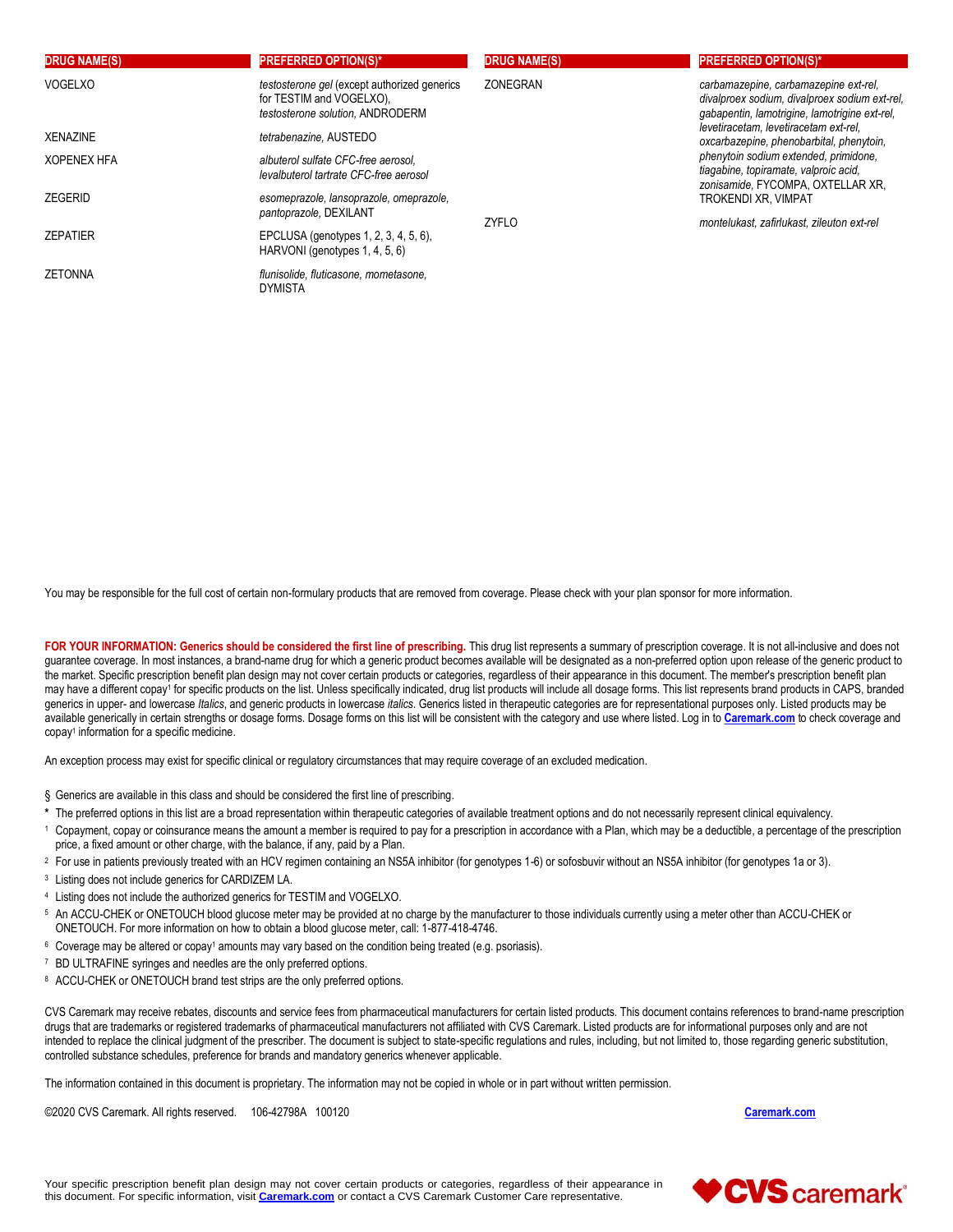| DRUG NAME(S) | PREFERRED OPTION(S)* |
| --- | --- |
| VOGELXO | *testosterone gel* (except authorized generics for TESTIM and VOGELXO), *testosterone solution,* ANDRODERM |
| XENAZINE | *tetrabenazine,* AUSTEDO |
| XOPENEX HFA | *albuterol sulfate CFC-free aerosol, levalbuterol tartrate CFC-free aerosol* |
| ZEGERID | *esomeprazole, lansoprazole, omeprazole, pantoprazole,* DEXILANT |
| ZEPATIER | EPCLUSA (genotypes 1, 2, 3, 4, 5, 6), HARVONI (genotypes 1, 4, 5, 6) |
| ZETONNA | *flunisolide, fluticasone, mometasone,* DYMISTA |
| ZONEGRAN | *carbamazepine, carbamazepine ext-rel, divalproex sodium, divalproex sodium ext-rel, gabapentin, lamotrigine, lamotrigine ext-rel, levetiracetam, levetiracetam ext-rel, oxcarbazepine, phenobarbital, phenytoin, phenytoin sodium extended, primidone, tiagabine, topiramate, valproic acid, zonisamide,* FYCOMPA, OXTELLAR XR, TROKENDI XR, VIMPAT |
| ZYFLO | *montelukast, zafirlukast, zileuton ext-rel* |

You may be responsible for the full cost of certain non-formulary products that are removed from coverage. Please check with your plan sponsor for more information.

**FOR YOUR INFORMATION: Generics should be considered the first line of prescribing.** This drug list represents a summary of prescription coverage. It is not all-inclusive and does not guarantee coverage. In most instances, a brand-name drug for which a generic product becomes available will be designated as a non-preferred option upon release of the generic product to the market. Specific prescription benefit plan design may not cover certain products or categories, regardless of their appearance in this document. The member's prescription benefit plan may have a different copay[1] for specific products on the list. Unless specifically indicated, drug list products will include all dosage forms. This list represents brand products in CAPS, branded generics in upper- and lowercase *Italics*, and generic products in lowercase *italics*. Generics listed in therapeutic categories are for representational purposes only. Listed products may be available generically in certain strengths or dosage forms. Dosage forms on this list will be consistent with the category and use where listed. Log in to **Caremark.com** to check coverage and copay[1] information for a specific medicine.

An exception process may exist for specific clinical or regulatory circumstances that may require coverage of an excluded medication.

§ Generics are available in this class and should be considered the first line of prescribing.

\* The preferred options in this list are a broad representation within therapeutic categories of available treatment options and do not necessarily represent clinical equivalency.

[1] Copayment, copay or coinsurance means the amount a member is required to pay for a prescription in accordance with a Plan, which may be a deductible, a percentage of the prescription price, a fixed amount or other charge, with the balance, if any, paid by a Plan.

[2] For use in patients previously treated with an HCV regimen containing an NS5A inhibitor (for genotypes 1-6) or sofosbuvir without an NS5A inhibitor (for genotypes 1a or 3).

[3] Listing does not include generics for CARDIZEM LA.

[4] Listing does not include the authorized generics for TESTIM and VOGELXO.

[5] An ACCU-CHEK or ONETOUCH blood glucose meter may be provided at no charge by the manufacturer to those individuals currently using a meter other than ACCU-CHEK or ONETOUCH. For more information on how to obtain a blood glucose meter, call: 1-877-418-4746.

[6] Coverage may be altered or copay[1] amounts may vary based on the condition being treated (e.g. psoriasis).

[7] BD ULTRAFINE syringes and needles are the only preferred options.

[8] ACCU-CHEK or ONETOUCH brand test strips are the only preferred options.

CVS Caremark may receive rebates, discounts and service fees from pharmaceutical manufacturers for certain listed products. This document contains references to brand-name prescription drugs that are trademarks or registered trademarks of pharmaceutical manufacturers not affiliated with CVS Caremark. Listed products are for informational purposes only and are not intended to replace the clinical judgment of the prescriber. The document is subject to state-specific regulations and rules, including, but not limited to, those regarding generic substitution, controlled substance schedules, preference for brands and mandatory generics whenever applicable.

The information contained in this document is proprietary. The information may not be copied in whole or in part without written permission.

©2020 CVS Caremark. All rights reserved. 106-42798A 100120 **Caremark.com**

Your specific prescription benefit plan design may not cover certain products or categories, regardless of their appearance in this document. For specific information, visit **Caremark.com** or contact a CVS Caremark Customer Care representative.